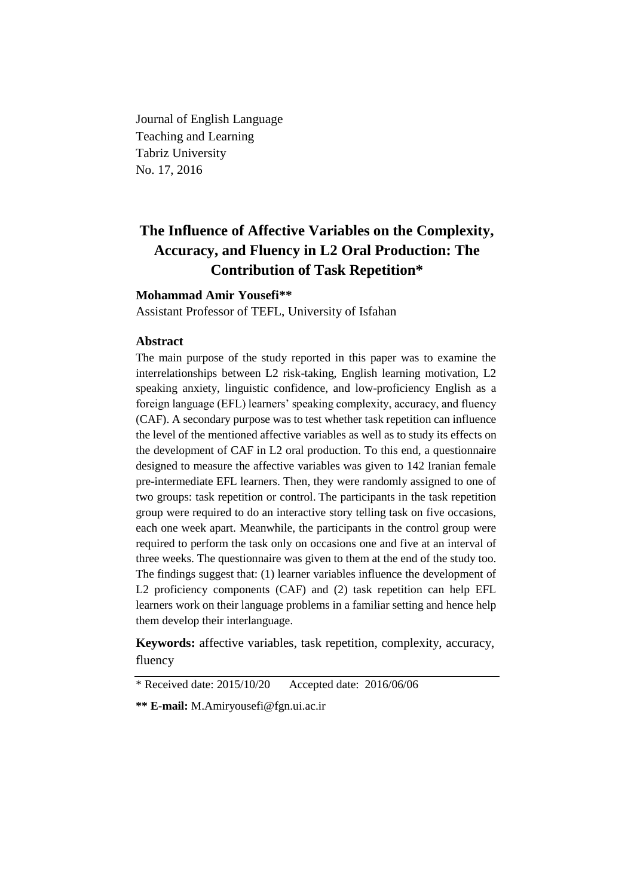Journal of English Language
Teaching and Learning
Tabriz University
No. 17, 2016

# The Influence of Affective Variables on the Complexity, Accuracy, and Fluency in L2 Oral Production: The Contribution of Task Repetition*

**Mohammad Amir Yousefi****

Assistant Professor of TEFL, University of Isfahan

### Abstract

The main purpose of the study reported in this paper was to examine the interrelationships between L2 risk-taking, English learning motivation, L2 speaking anxiety, linguistic confidence, and low-proficiency English as a foreign language (EFL) learners' speaking complexity, accuracy, and fluency (CAF). A secondary purpose was to test whether task repetition can influence the level of the mentioned affective variables as well as to study its effects on the development of CAF in L2 oral production. To this end, a questionnaire designed to measure the affective variables was given to 142 Iranian female pre-intermediate EFL learners. Then, they were randomly assigned to one of two groups: task repetition or control. The participants in the task repetition group were required to do an interactive story telling task on five occasions, each one week apart. Meanwhile, the participants in the control group were required to perform the task only on occasions one and five at an interval of three weeks. The questionnaire was given to them at the end of the study too. The findings suggest that: (1) learner variables influence the development of L2 proficiency components (CAF) and (2) task repetition can help EFL learners work on their language problems in a familiar setting and hence help them develop their interlanguage.

**Keywords:** affective variables, task repetition, complexity, accuracy, fluency

---

* Received date: 2015/10/20 Accepted date: 2016/06/06

**** E-mail:** M.Amiryousefi@fgn.ui.ac.ir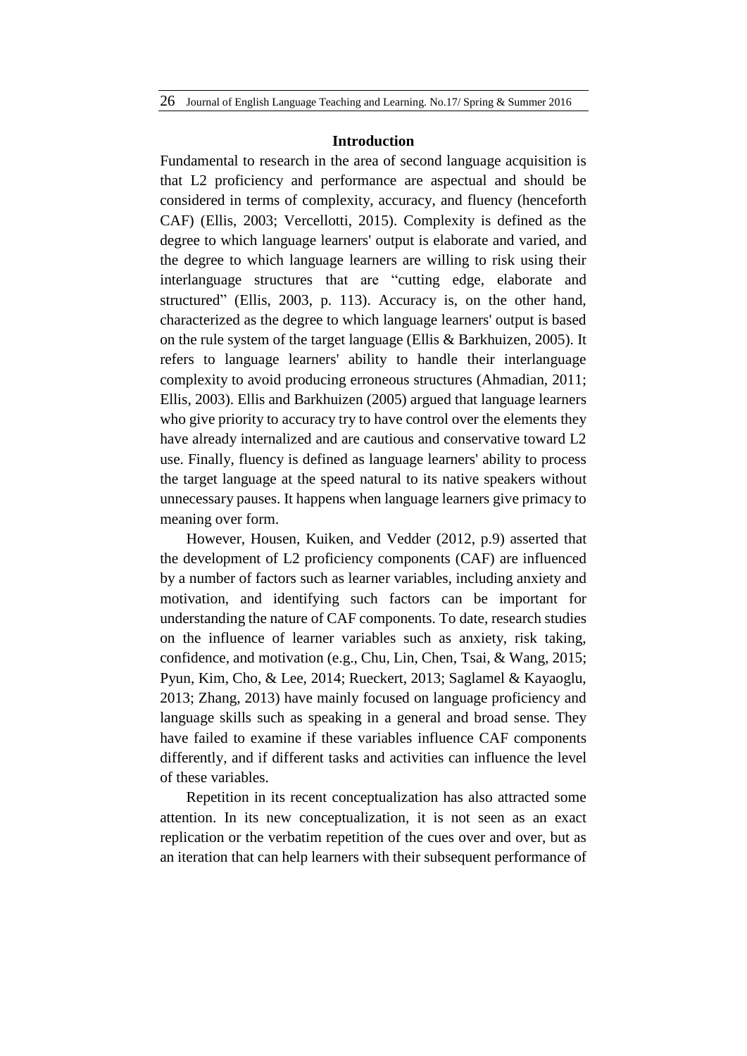## Introduction

Fundamental to research in the area of second language acquisition is that L2 proficiency and performance are aspectual and should be considered in terms of complexity, accuracy, and fluency (henceforth CAF) (Ellis, 2003; Vercellotti, 2015). Complexity is defined as the degree to which language learners' output is elaborate and varied, and the degree to which language learners are willing to risk using their interlanguage structures that are "cutting edge, elaborate and structured" (Ellis, 2003, p. 113). Accuracy is, on the other hand, characterized as the degree to which language learners' output is based on the rule system of the target language (Ellis & Barkhuizen, 2005). It refers to language learners' ability to handle their interlanguage complexity to avoid producing erroneous structures (Ahmadian, 2011; Ellis, 2003). Ellis and Barkhuizen (2005) argued that language learners who give priority to accuracy try to have control over the elements they have already internalized and are cautious and conservative toward L2 use. Finally, fluency is defined as language learners' ability to process the target language at the speed natural to its native speakers without unnecessary pauses. It happens when language learners give primacy to meaning over form.

However, Housen, Kuiken, and Vedder (2012, p.9) asserted that the development of L2 proficiency components (CAF) are influenced by a number of factors such as learner variables, including anxiety and motivation, and identifying such factors can be important for understanding the nature of CAF components. To date, research studies on the influence of learner variables such as anxiety, risk taking, confidence, and motivation (e.g., Chu, Lin, Chen, Tsai, & Wang, 2015; Pyun, Kim, Cho, & Lee, 2014; Rueckert, 2013; Saglamel & Kayaoglu, 2013; Zhang, 2013) have mainly focused on language proficiency and language skills such as speaking in a general and broad sense. They have failed to examine if these variables influence CAF components differently, and if different tasks and activities can influence the level of these variables.

Repetition in its recent conceptualization has also attracted some attention. In its new conceptualization, it is not seen as an exact replication or the verbatim repetition of the cues over and over, but as an iteration that can help learners with their subsequent performance of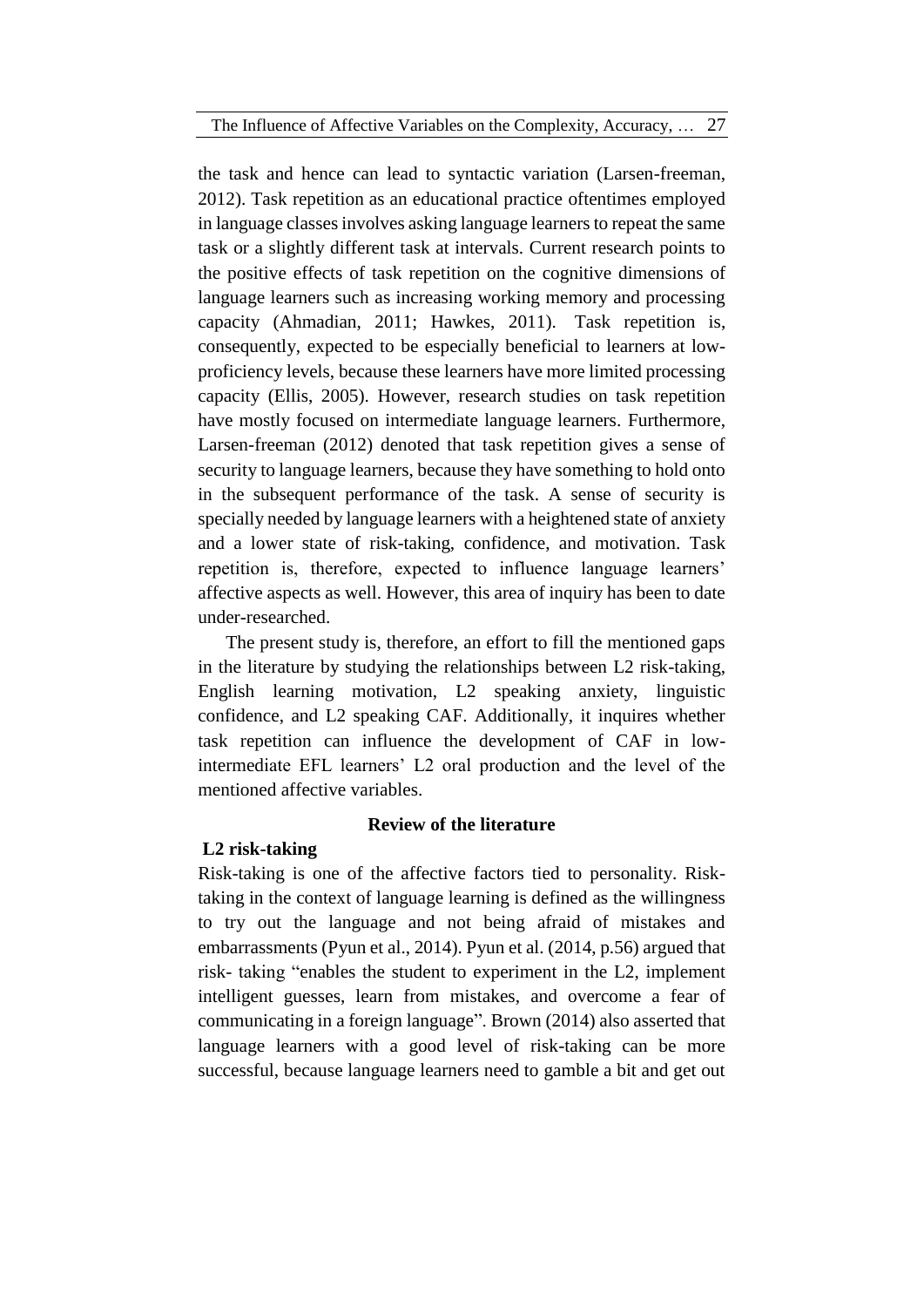the task and hence can lead to syntactic variation (Larsen-freeman, 2012). Task repetition as an educational practice oftentimes employed in language classes involves asking language learners to repeat the same task or a slightly different task at intervals. Current research points to the positive effects of task repetition on the cognitive dimensions of language learners such as increasing working memory and processing capacity (Ahmadian, 2011; Hawkes, 2011). Task repetition is, consequently, expected to be especially beneficial to learners at low-proficiency levels, because these learners have more limited processing capacity (Ellis, 2005). However, research studies on task repetition have mostly focused on intermediate language learners. Furthermore, Larsen-freeman (2012) denoted that task repetition gives a sense of security to language learners, because they have something to hold onto in the subsequent performance of the task. A sense of security is specially needed by language learners with a heightened state of anxiety and a lower state of risk-taking, confidence, and motivation. Task repetition is, therefore, expected to influence language learners' affective aspects as well. However, this area of inquiry has been to date under-researched.

The present study is, therefore, an effort to fill the mentioned gaps in the literature by studying the relationships between L2 risk-taking, English learning motivation, L2 speaking anxiety, linguistic confidence, and L2 speaking CAF. Additionally, it inquires whether task repetition can influence the development of CAF in low-intermediate EFL learners' L2 oral production and the level of the mentioned affective variables.

## Review of the literature

### L2 risk-taking

Risk-taking is one of the affective factors tied to personality. Risk-taking in the context of language learning is defined as the willingness to try out the language and not being afraid of mistakes and embarrassments (Pyun et al., 2014). Pyun et al. (2014, p.56) argued that risk- taking "enables the student to experiment in the L2, implement intelligent guesses, learn from mistakes, and overcome a fear of communicating in a foreign language". Brown (2014) also asserted that language learners with a good level of risk-taking can be more successful, because language learners need to gamble a bit and get out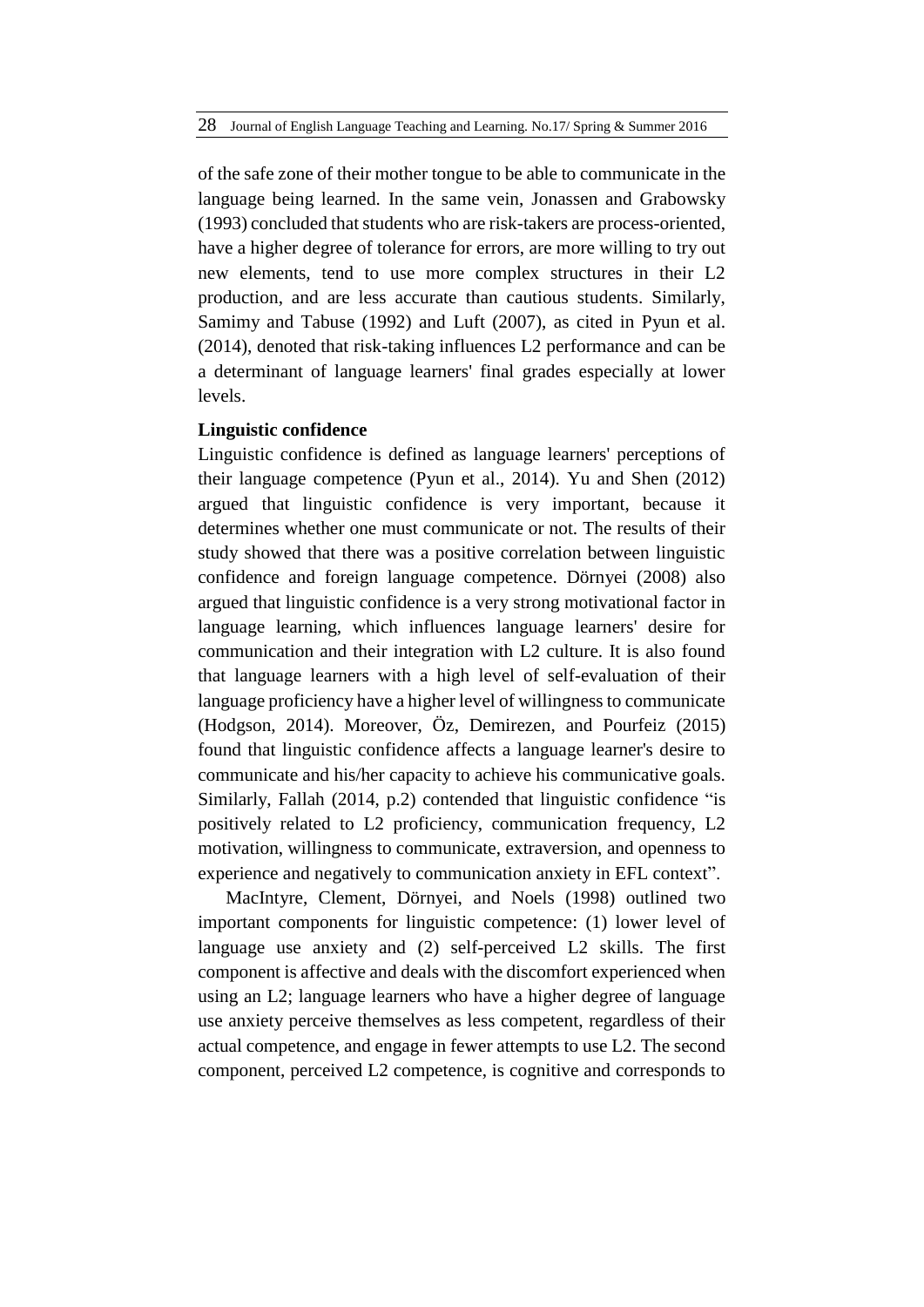of the safe zone of their mother tongue to be able to communicate in the language being learned. In the same vein, Jonassen and Grabowsky (1993) concluded that students who are risk-takers are process-oriented, have a higher degree of tolerance for errors, are more willing to try out new elements, tend to use more complex structures in their L2 production, and are less accurate than cautious students. Similarly, Samimy and Tabuse (1992) and Luft (2007), as cited in Pyun et al. (2014), denoted that risk-taking influences L2 performance and can be a determinant of language learners' final grades especially at lower levels.

**Linguistic confidence**

Linguistic confidence is defined as language learners' perceptions of their language competence (Pyun et al., 2014). Yu and Shen (2012) argued that linguistic confidence is very important, because it determines whether one must communicate or not. The results of their study showed that there was a positive correlation between linguistic confidence and foreign language competence. Dörnyei (2008) also argued that linguistic confidence is a very strong motivational factor in language learning, which influences language learners' desire for communication and their integration with L2 culture. It is also found that language learners with a high level of self-evaluation of their language proficiency have a higher level of willingness to communicate (Hodgson, 2014). Moreover, Öz, Demirezen, and Pourfeiz (2015) found that linguistic confidence affects a language learner's desire to communicate and his/her capacity to achieve his communicative goals. Similarly, Fallah (2014, p.2) contended that linguistic confidence "is positively related to L2 proficiency, communication frequency, L2 motivation, willingness to communicate, extraversion, and openness to experience and negatively to communication anxiety in EFL context".

MacIntyre, Clement, Dörnyei, and Noels (1998) outlined two important components for linguistic competence: (1) lower level of language use anxiety and (2) self-perceived L2 skills. The first component is affective and deals with the discomfort experienced when using an L2; language learners who have a higher degree of language use anxiety perceive themselves as less competent, regardless of their actual competence, and engage in fewer attempts to use L2. The second component, perceived L2 competence, is cognitive and corresponds to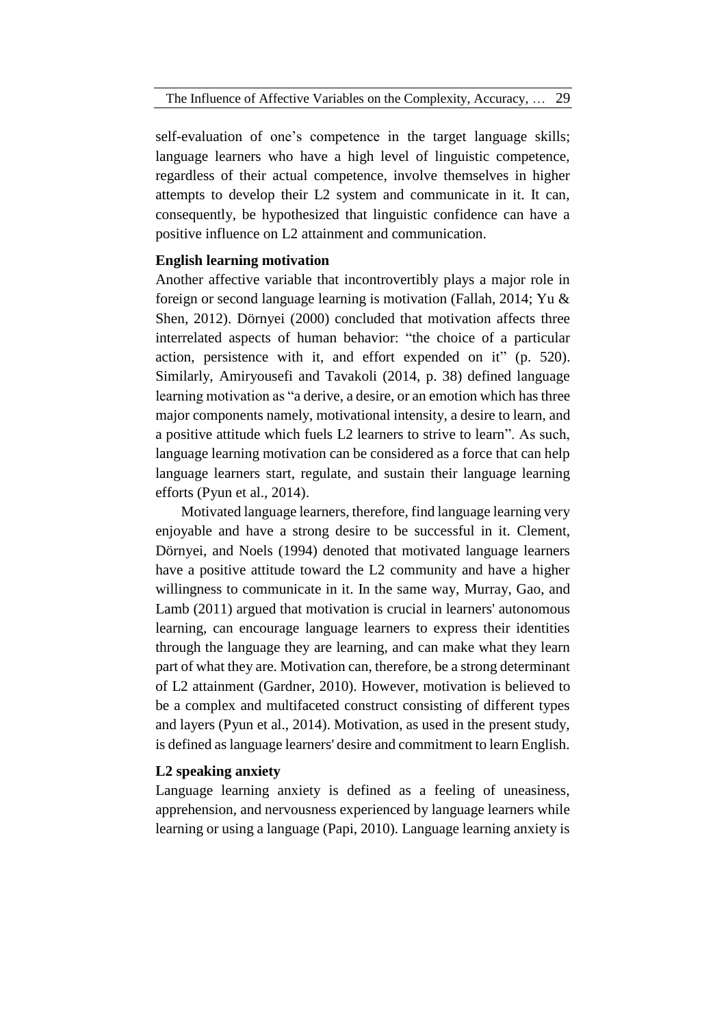self-evaluation of one's competence in the target language skills; language learners who have a high level of linguistic competence, regardless of their actual competence, involve themselves in higher attempts to develop their L2 system and communicate in it. It can, consequently, be hypothesized that linguistic confidence can have a positive influence on L2 attainment and communication.

### English learning motivation

Another affective variable that incontrovertibly plays a major role in foreign or second language learning is motivation (Fallah, 2014; Yu & Shen, 2012). Dörnyei (2000) concluded that motivation affects three interrelated aspects of human behavior: "the choice of a particular action, persistence with it, and effort expended on it" (p. 520). Similarly, Amiryousefi and Tavakoli (2014, p. 38) defined language learning motivation as "a derive, a desire, or an emotion which has three major components namely, motivational intensity, a desire to learn, and a positive attitude which fuels L2 learners to strive to learn". As such, language learning motivation can be considered as a force that can help language learners start, regulate, and sustain their language learning efforts (Pyun et al., 2014).

Motivated language learners, therefore, find language learning very enjoyable and have a strong desire to be successful in it. Clement, Dörnyei, and Noels (1994) denoted that motivated language learners have a positive attitude toward the L2 community and have a higher willingness to communicate in it. In the same way, Murray, Gao, and Lamb (2011) argued that motivation is crucial in learners' autonomous learning, can encourage language learners to express their identities through the language they are learning, and can make what they learn part of what they are. Motivation can, therefore, be a strong determinant of L2 attainment (Gardner, 2010). However, motivation is believed to be a complex and multifaceted construct consisting of different types and layers (Pyun et al., 2014). Motivation, as used in the present study, is defined as language learners' desire and commitment to learn English.

### L2 speaking anxiety

Language learning anxiety is defined as a feeling of uneasiness, apprehension, and nervousness experienced by language learners while learning or using a language (Papi, 2010). Language learning anxiety is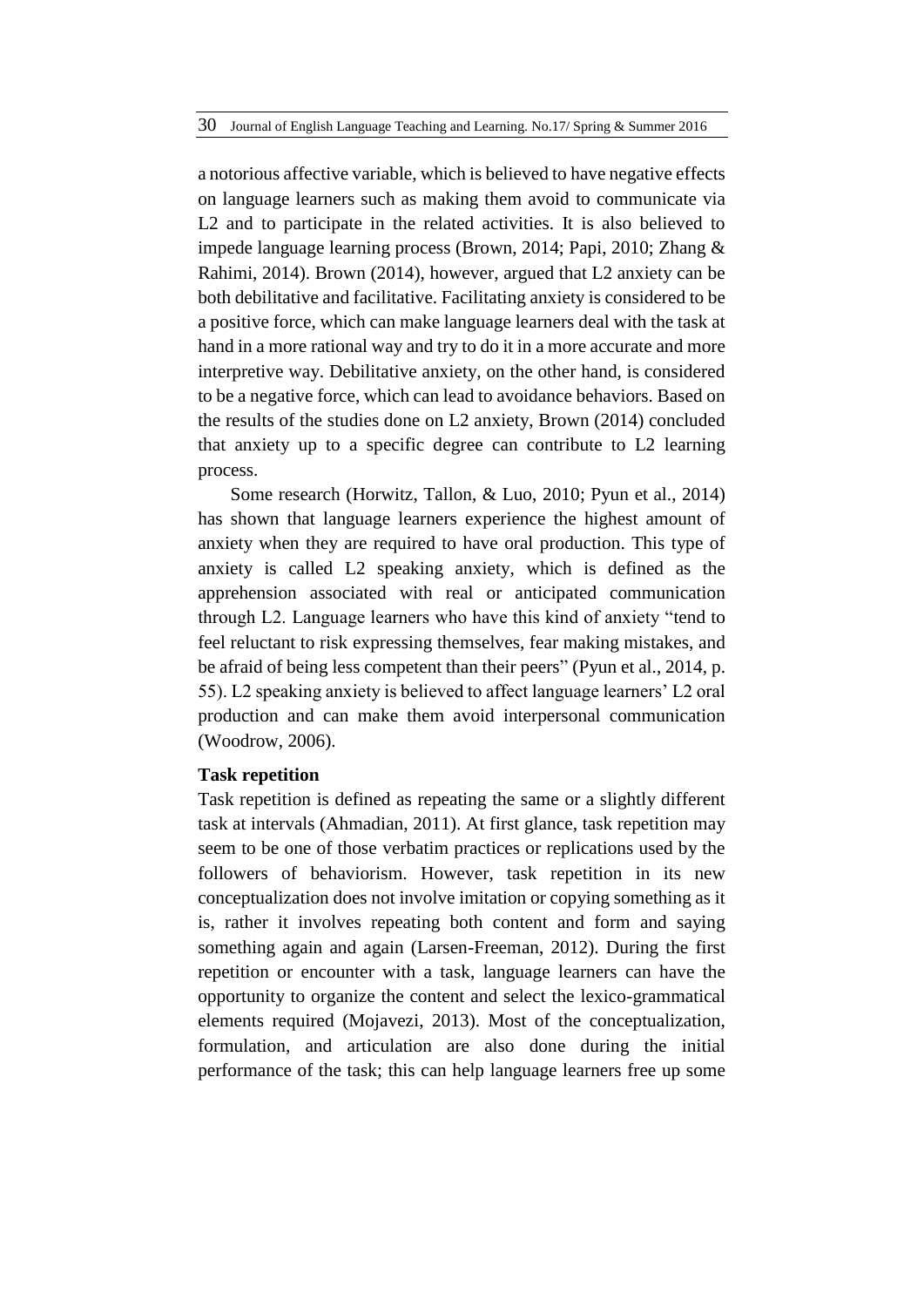a notorious affective variable, which is believed to have negative effects on language learners such as making them avoid to communicate via L2 and to participate in the related activities. It is also believed to impede language learning process (Brown, 2014; Papi, 2010; Zhang & Rahimi, 2014). Brown (2014), however, argued that L2 anxiety can be both debilitative and facilitative. Facilitating anxiety is considered to be a positive force, which can make language learners deal with the task at hand in a more rational way and try to do it in a more accurate and more interpretive way. Debilitative anxiety, on the other hand, is considered to be a negative force, which can lead to avoidance behaviors. Based on the results of the studies done on L2 anxiety, Brown (2014) concluded that anxiety up to a specific degree can contribute to L2 learning process.

Some research (Horwitz, Tallon, & Luo, 2010; Pyun et al., 2014) has shown that language learners experience the highest amount of anxiety when they are required to have oral production. This type of anxiety is called L2 speaking anxiety, which is defined as the apprehension associated with real or anticipated communication through L2. Language learners who have this kind of anxiety "tend to feel reluctant to risk expressing themselves, fear making mistakes, and be afraid of being less competent than their peers" (Pyun et al., 2014, p. 55). L2 speaking anxiety is believed to affect language learners' L2 oral production and can make them avoid interpersonal communication (Woodrow, 2006).

**Task repetition**

Task repetition is defined as repeating the same or a slightly different task at intervals (Ahmadian, 2011). At first glance, task repetition may seem to be one of those verbatim practices or replications used by the followers of behaviorism. However, task repetition in its new conceptualization does not involve imitation or copying something as it is, rather it involves repeating both content and form and saying something again and again (Larsen-Freeman, 2012). During the first repetition or encounter with a task, language learners can have the opportunity to organize the content and select the lexico-grammatical elements required (Mojavezi, 2013). Most of the conceptualization, formulation, and articulation are also done during the initial performance of the task; this can help language learners free up some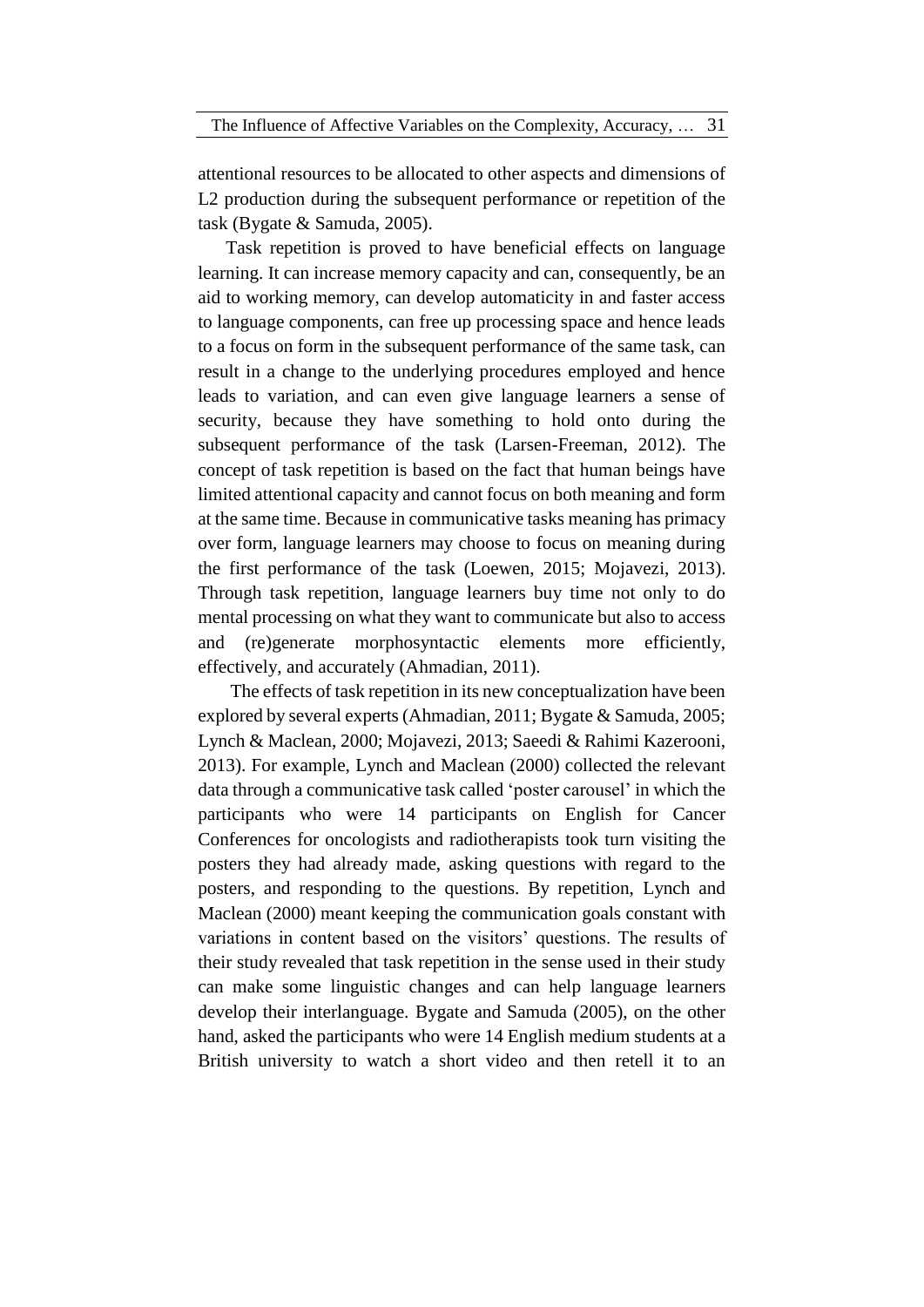attentional resources to be allocated to other aspects and dimensions of L2 production during the subsequent performance or repetition of the task (Bygate & Samuda, 2005).

Task repetition is proved to have beneficial effects on language learning. It can increase memory capacity and can, consequently, be an aid to working memory, can develop automaticity in and faster access to language components, can free up processing space and hence leads to a focus on form in the subsequent performance of the same task, can result in a change to the underlying procedures employed and hence leads to variation, and can even give language learners a sense of security, because they have something to hold onto during the subsequent performance of the task (Larsen-Freeman, 2012). The concept of task repetition is based on the fact that human beings have limited attentional capacity and cannot focus on both meaning and form at the same time. Because in communicative tasks meaning has primacy over form, language learners may choose to focus on meaning during the first performance of the task (Loewen, 2015; Mojavezi, 2013). Through task repetition, language learners buy time not only to do mental processing on what they want to communicate but also to access and (re)generate morphosyntactic elements more efficiently, effectively, and accurately (Ahmadian, 2011).

The effects of task repetition in its new conceptualization have been explored by several experts (Ahmadian, 2011; Bygate & Samuda, 2005; Lynch & Maclean, 2000; Mojavezi, 2013; Saeedi & Rahimi Kazerooni, 2013). For example, Lynch and Maclean (2000) collected the relevant data through a communicative task called 'poster carousel' in which the participants who were 14 participants on English for Cancer Conferences for oncologists and radiotherapists took turn visiting the posters they had already made, asking questions with regard to the posters, and responding to the questions. By repetition, Lynch and Maclean (2000) meant keeping the communication goals constant with variations in content based on the visitors' questions. The results of their study revealed that task repetition in the sense used in their study can make some linguistic changes and can help language learners develop their interlanguage. Bygate and Samuda (2005), on the other hand, asked the participants who were 14 English medium students at a British university to watch a short video and then retell it to an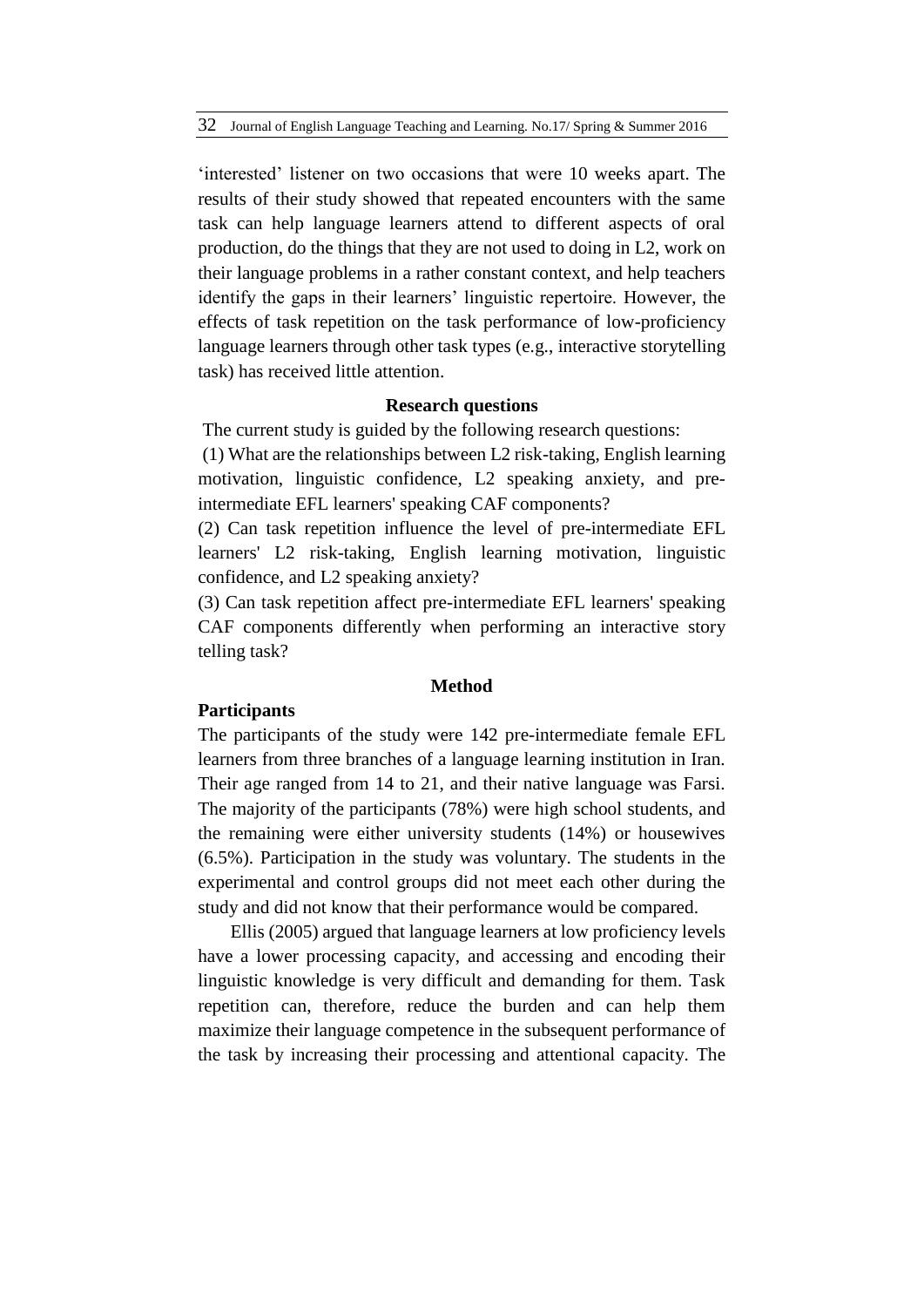'interested' listener on two occasions that were 10 weeks apart. The results of their study showed that repeated encounters with the same task can help language learners attend to different aspects of oral production, do the things that they are not used to doing in L2, work on their language problems in a rather constant context, and help teachers identify the gaps in their learners' linguistic repertoire. However, the effects of task repetition on the task performance of low-proficiency language learners through other task types (e.g., interactive storytelling task) has received little attention.

## Research questions

The current study is guided by the following research questions:

(1) What are the relationships between L2 risk-taking, English learning motivation, linguistic confidence, L2 speaking anxiety, and pre-intermediate EFL learners' speaking CAF components?

(2) Can task repetition influence the level of pre-intermediate EFL learners' L2 risk-taking, English learning motivation, linguistic confidence, and L2 speaking anxiety?

(3) Can task repetition affect pre-intermediate EFL learners' speaking CAF components differently when performing an interactive story telling task?

## Method

### Participants

The participants of the study were 142 pre-intermediate female EFL learners from three branches of a language learning institution in Iran. Their age ranged from 14 to 21, and their native language was Farsi. The majority of the participants (78%) were high school students, and the remaining were either university students (14%) or housewives (6.5%). Participation in the study was voluntary. The students in the experimental and control groups did not meet each other during the study and did not know that their performance would be compared.

Ellis (2005) argued that language learners at low proficiency levels have a lower processing capacity, and accessing and encoding their linguistic knowledge is very difficult and demanding for them. Task repetition can, therefore, reduce the burden and can help them maximize their language competence in the subsequent performance of the task by increasing their processing and attentional capacity. The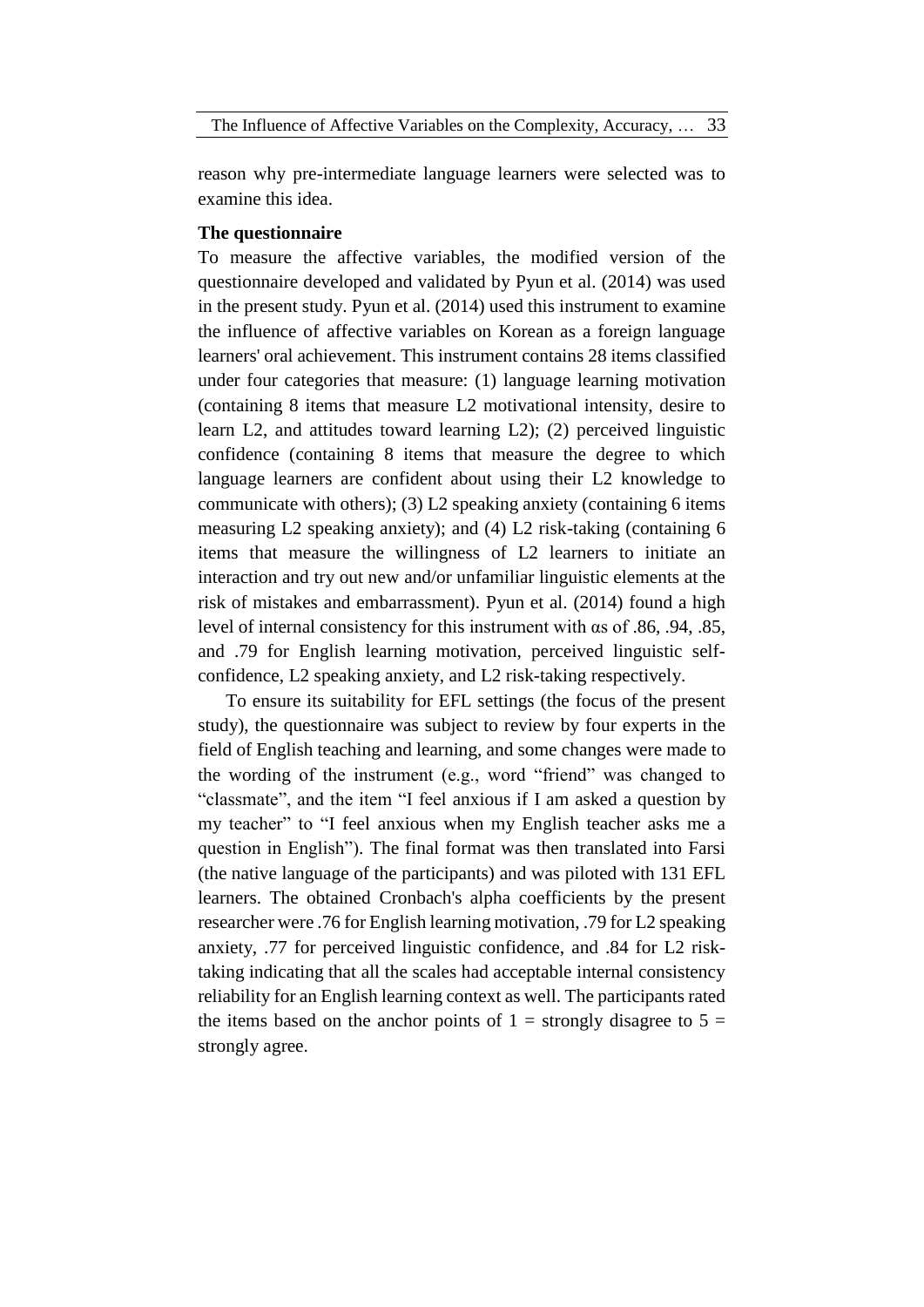reason why pre-intermediate language learners were selected was to examine this idea.

**The questionnaire**

To measure the affective variables, the modified version of the questionnaire developed and validated by Pyun et al. (2014) was used in the present study. Pyun et al. (2014) used this instrument to examine the influence of affective variables on Korean as a foreign language learners' oral achievement. This instrument contains 28 items classified under four categories that measure: (1) language learning motivation (containing 8 items that measure L2 motivational intensity, desire to learn L2, and attitudes toward learning L2); (2) perceived linguistic confidence (containing 8 items that measure the degree to which language learners are confident about using their L2 knowledge to communicate with others); (3) L2 speaking anxiety (containing 6 items measuring L2 speaking anxiety); and (4) L2 risk-taking (containing 6 items that measure the willingness of L2 learners to initiate an interaction and try out new and/or unfamiliar linguistic elements at the risk of mistakes and embarrassment). Pyun et al. (2014) found a high level of internal consistency for this instrument with αs of .86, .94, .85, and .79 for English learning motivation, perceived linguistic self-confidence, L2 speaking anxiety, and L2 risk-taking respectively.

To ensure its suitability for EFL settings (the focus of the present study), the questionnaire was subject to review by four experts in the field of English teaching and learning, and some changes were made to the wording of the instrument (e.g., word "friend" was changed to "classmate", and the item "I feel anxious if I am asked a question by my teacher" to "I feel anxious when my English teacher asks me a question in English"). The final format was then translated into Farsi (the native language of the participants) and was piloted with 131 EFL learners. The obtained Cronbach's alpha coefficients by the present researcher were .76 for English learning motivation, .79 for L2 speaking anxiety, .77 for perceived linguistic confidence, and .84 for L2 risk-taking indicating that all the scales had acceptable internal consistency reliability for an English learning context as well. The participants rated the items based on the anchor points of 1 = strongly disagree to 5 = strongly agree.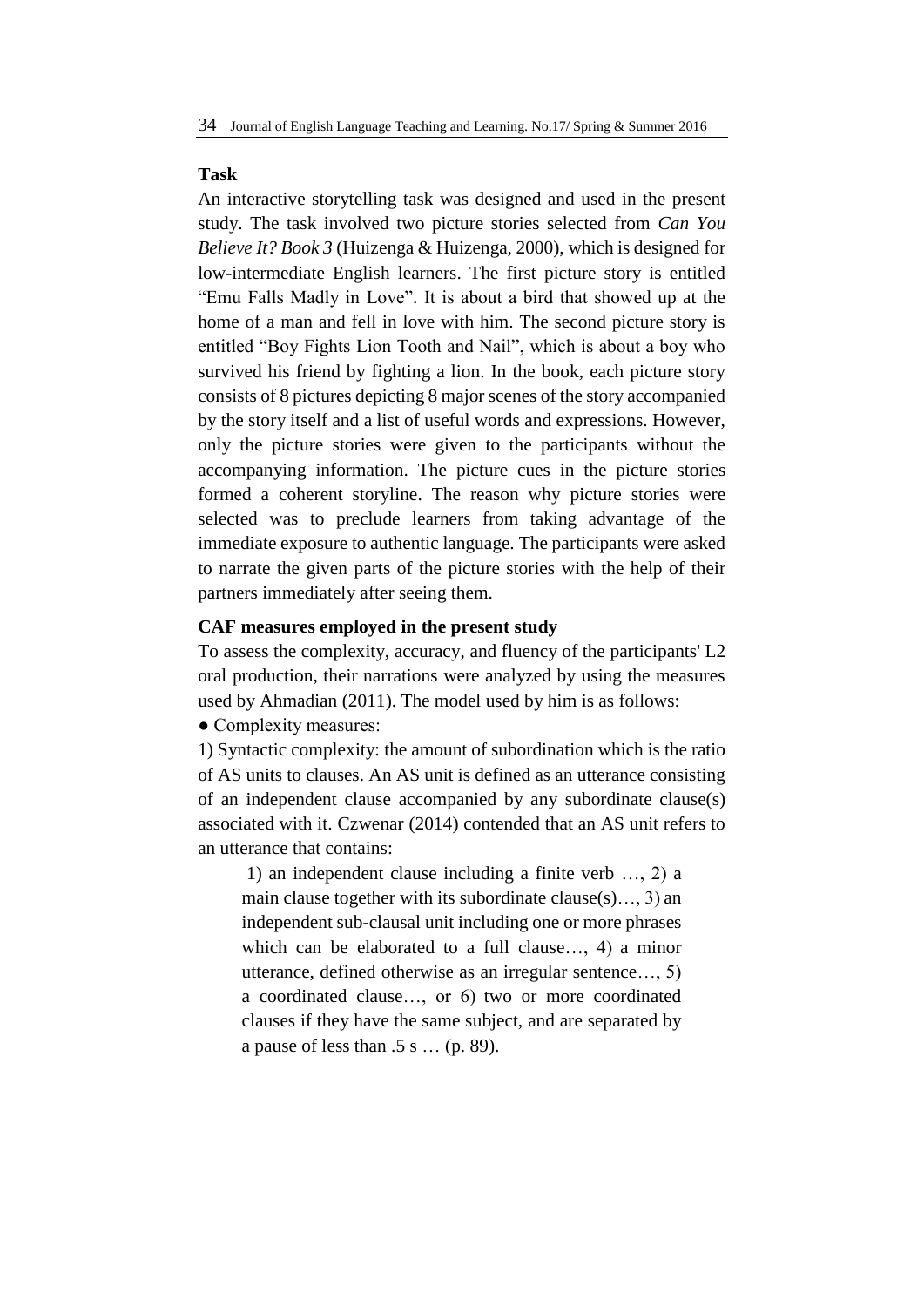**Task**

An interactive storytelling task was designed and used in the present study. The task involved two picture stories selected from *Can You Believe It? Book 3* (Huizenga & Huizenga, 2000), which is designed for low-intermediate English learners. The first picture story is entitled "Emu Falls Madly in Love". It is about a bird that showed up at the home of a man and fell in love with him. The second picture story is entitled "Boy Fights Lion Tooth and Nail", which is about a boy who survived his friend by fighting a lion. In the book, each picture story consists of 8 pictures depicting 8 major scenes of the story accompanied by the story itself and a list of useful words and expressions. However, only the picture stories were given to the participants without the accompanying information. The picture cues in the picture stories formed a coherent storyline. The reason why picture stories were selected was to preclude learners from taking advantage of the immediate exposure to authentic language. The participants were asked to narrate the given parts of the picture stories with the help of their partners immediately after seeing them.

**CAF measures employed in the present study**

To assess the complexity, accuracy, and fluency of the participants' L2 oral production, their narrations were analyzed by using the measures used by Ahmadian (2011). The model used by him is as follows:

● Complexity measures:

1) Syntactic complexity: the amount of subordination which is the ratio of AS units to clauses. An AS unit is defined as an utterance consisting of an independent clause accompanied by any subordinate clause(s) associated with it. Czwenar (2014) contended that an AS unit refers to an utterance that contains:

> 1) an independent clause including a finite verb …, 2) a main clause together with its subordinate clause(s)…, 3) an independent sub-clausal unit including one or more phrases which can be elaborated to a full clause…, 4) a minor utterance, defined otherwise as an irregular sentence…, 5) a coordinated clause…, or 6) two or more coordinated clauses if they have the same subject, and are separated by a pause of less than .5 s … (p. 89).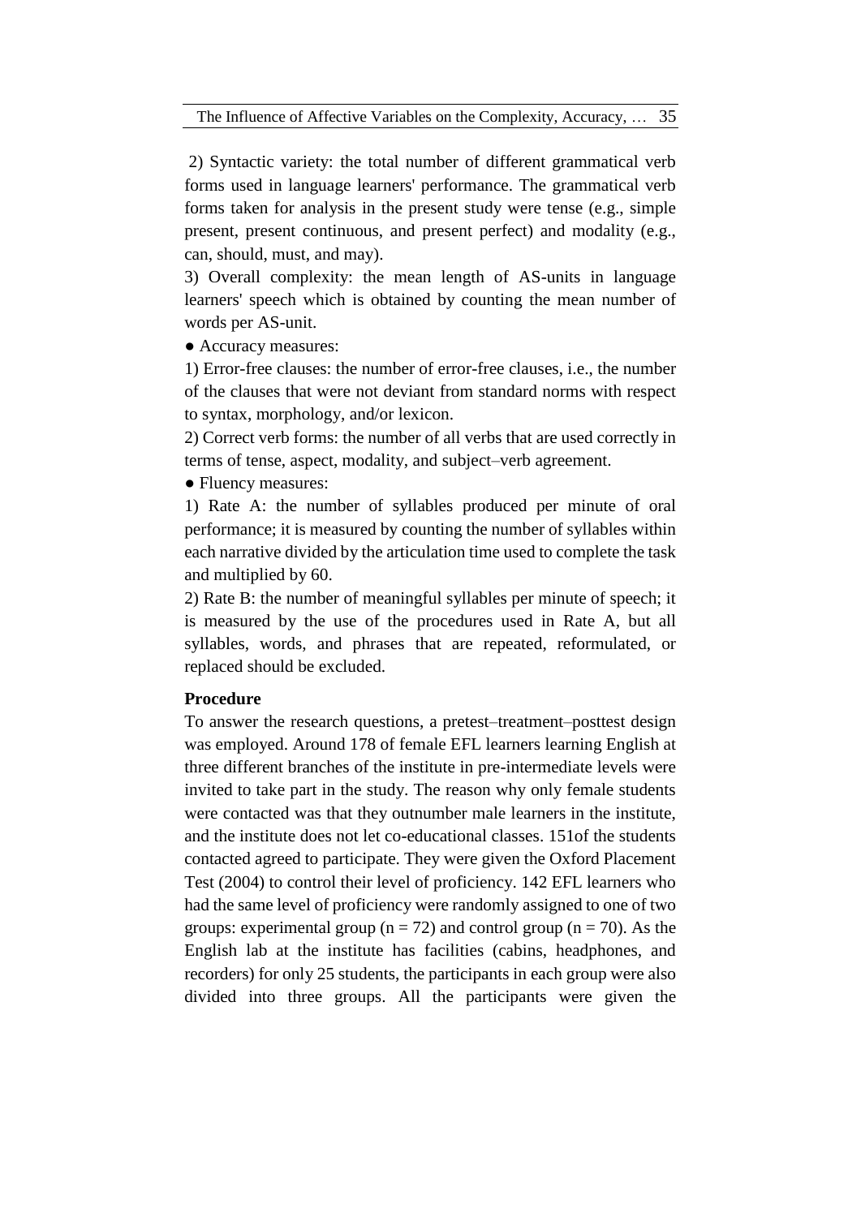2) Syntactic variety: the total number of different grammatical verb forms used in language learners' performance. The grammatical verb forms taken for analysis in the present study were tense (e.g., simple present, present continuous, and present perfect) and modality (e.g., can, should, must, and may).

3) Overall complexity: the mean length of AS-units in language learners' speech which is obtained by counting the mean number of words per AS-unit.

● Accuracy measures:

1) Error-free clauses: the number of error-free clauses, i.e., the number of the clauses that were not deviant from standard norms with respect to syntax, morphology, and/or lexicon.

2) Correct verb forms: the number of all verbs that are used correctly in terms of tense, aspect, modality, and subject–verb agreement.

● Fluency measures:

1) Rate A: the number of syllables produced per minute of oral performance; it is measured by counting the number of syllables within each narrative divided by the articulation time used to complete the task and multiplied by 60.

2) Rate B: the number of meaningful syllables per minute of speech; it is measured by the use of the procedures used in Rate A, but all syllables, words, and phrases that are repeated, reformulated, or replaced should be excluded.

**Procedure**

To answer the research questions, a pretest–treatment–posttest design was employed. Around 178 of female EFL learners learning English at three different branches of the institute in pre-intermediate levels were invited to take part in the study. The reason why only female students were contacted was that they outnumber male learners in the institute, and the institute does not let co-educational classes. 151of the students contacted agreed to participate. They were given the Oxford Placement Test (2004) to control their level of proficiency. 142 EFL learners who had the same level of proficiency were randomly assigned to one of two groups: experimental group (n = 72) and control group (n = 70). As the English lab at the institute has facilities (cabins, headphones, and recorders) for only 25 students, the participants in each group were also divided into three groups. All the participants were given the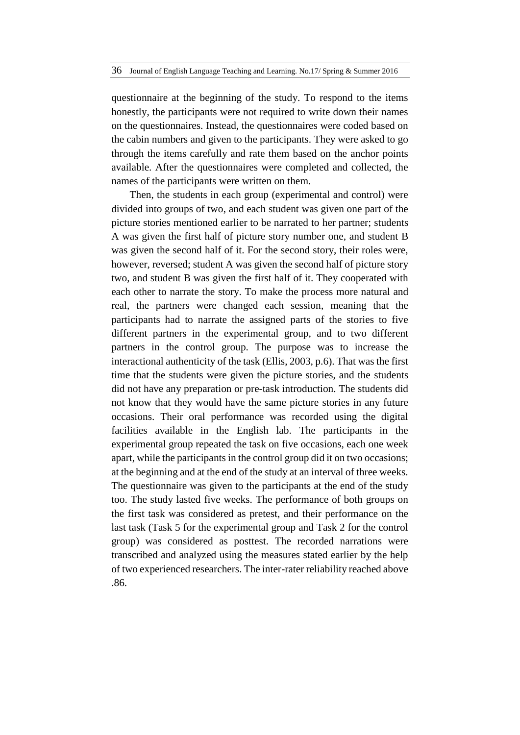questionnaire at the beginning of the study. To respond to the items honestly, the participants were not required to write down their names on the questionnaires. Instead, the questionnaires were coded based on the cabin numbers and given to the participants. They were asked to go through the items carefully and rate them based on the anchor points available. After the questionnaires were completed and collected, the names of the participants were written on them.

Then, the students in each group (experimental and control) were divided into groups of two, and each student was given one part of the picture stories mentioned earlier to be narrated to her partner; students A was given the first half of picture story number one, and student B was given the second half of it. For the second story, their roles were, however, reversed; student A was given the second half of picture story two, and student B was given the first half of it. They cooperated with each other to narrate the story. To make the process more natural and real, the partners were changed each session, meaning that the participants had to narrate the assigned parts of the stories to five different partners in the experimental group, and to two different partners in the control group. The purpose was to increase the interactional authenticity of the task (Ellis, 2003, p.6). That was the first time that the students were given the picture stories, and the students did not have any preparation or pre-task introduction. The students did not know that they would have the same picture stories in any future occasions. Their oral performance was recorded using the digital facilities available in the English lab. The participants in the experimental group repeated the task on five occasions, each one week apart, while the participants in the control group did it on two occasions; at the beginning and at the end of the study at an interval of three weeks. The questionnaire was given to the participants at the end of the study too. The study lasted five weeks. The performance of both groups on the first task was considered as pretest, and their performance on the last task (Task 5 for the experimental group and Task 2 for the control group) was considered as posttest. The recorded narrations were transcribed and analyzed using the measures stated earlier by the help of two experienced researchers. The inter-rater reliability reached above .86.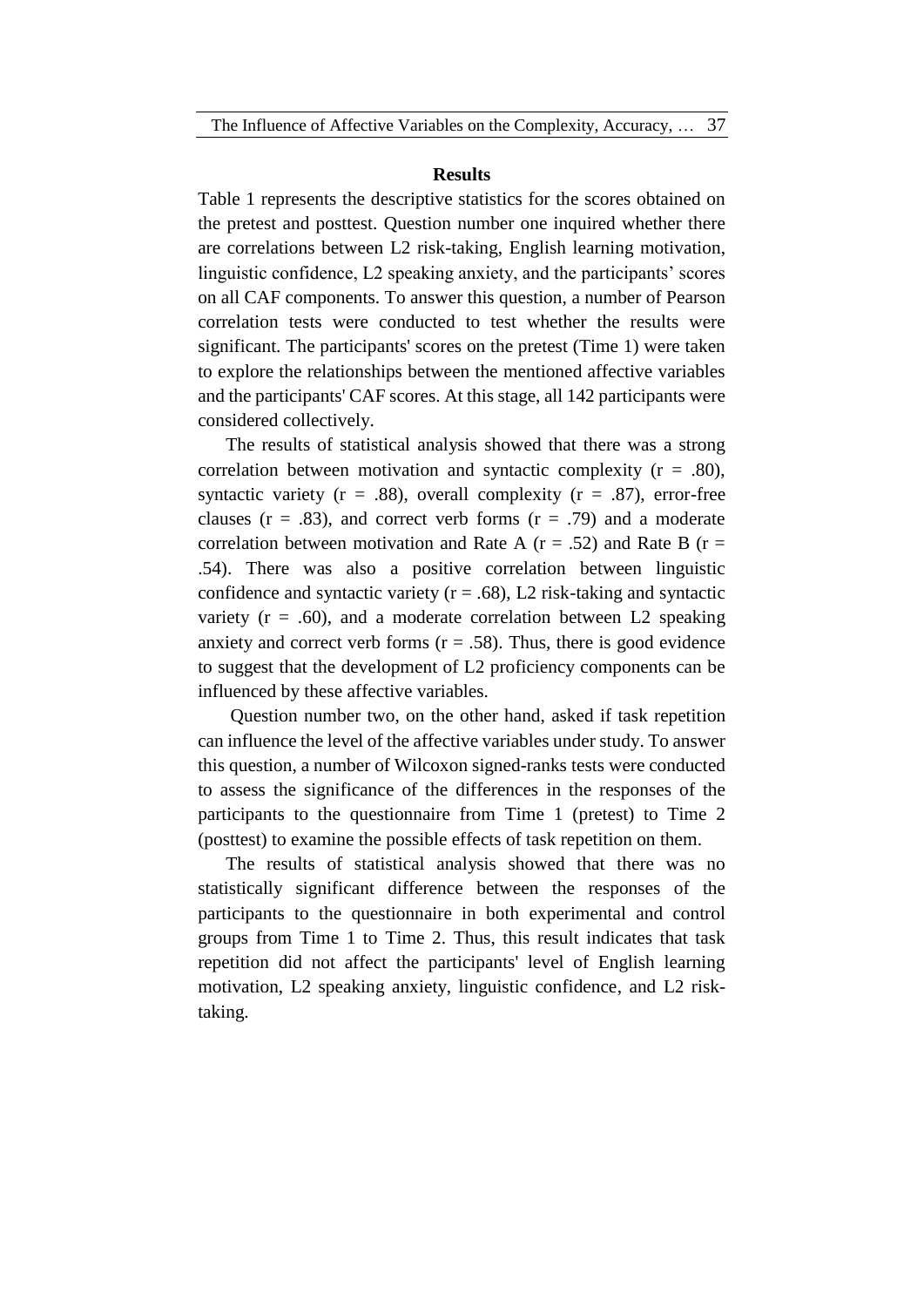## Results

Table 1 represents the descriptive statistics for the scores obtained on the pretest and posttest. Question number one inquired whether there are correlations between L2 risk-taking, English learning motivation, linguistic confidence, L2 speaking anxiety, and the participants' scores on all CAF components. To answer this question, a number of Pearson correlation tests were conducted to test whether the results were significant. The participants' scores on the pretest (Time 1) were taken to explore the relationships between the mentioned affective variables and the participants' CAF scores. At this stage, all 142 participants were considered collectively.

The results of statistical analysis showed that there was a strong correlation between motivation and syntactic complexity ($r = .80$), syntactic variety ($r = .88$), overall complexity ($r = .87$), error-free clauses ($r = .83$), and correct verb forms ($r = .79$) and a moderate correlation between motivation and Rate A ($r = .52$) and Rate B ($r = .54$). There was also a positive correlation between linguistic confidence and syntactic variety ($r = .68$), L2 risk-taking and syntactic variety ($r = .60$), and a moderate correlation between L2 speaking anxiety and correct verb forms ($r = .58$). Thus, there is good evidence to suggest that the development of L2 proficiency components can be influenced by these affective variables.

Question number two, on the other hand, asked if task repetition can influence the level of the affective variables under study. To answer this question, a number of Wilcoxon signed-ranks tests were conducted to assess the significance of the differences in the responses of the participants to the questionnaire from Time 1 (pretest) to Time 2 (posttest) to examine the possible effects of task repetition on them.

The results of statistical analysis showed that there was no statistically significant difference between the responses of the participants to the questionnaire in both experimental and control groups from Time 1 to Time 2. Thus, this result indicates that task repetition did not affect the participants' level of English learning motivation, L2 speaking anxiety, linguistic confidence, and L2 risk-taking.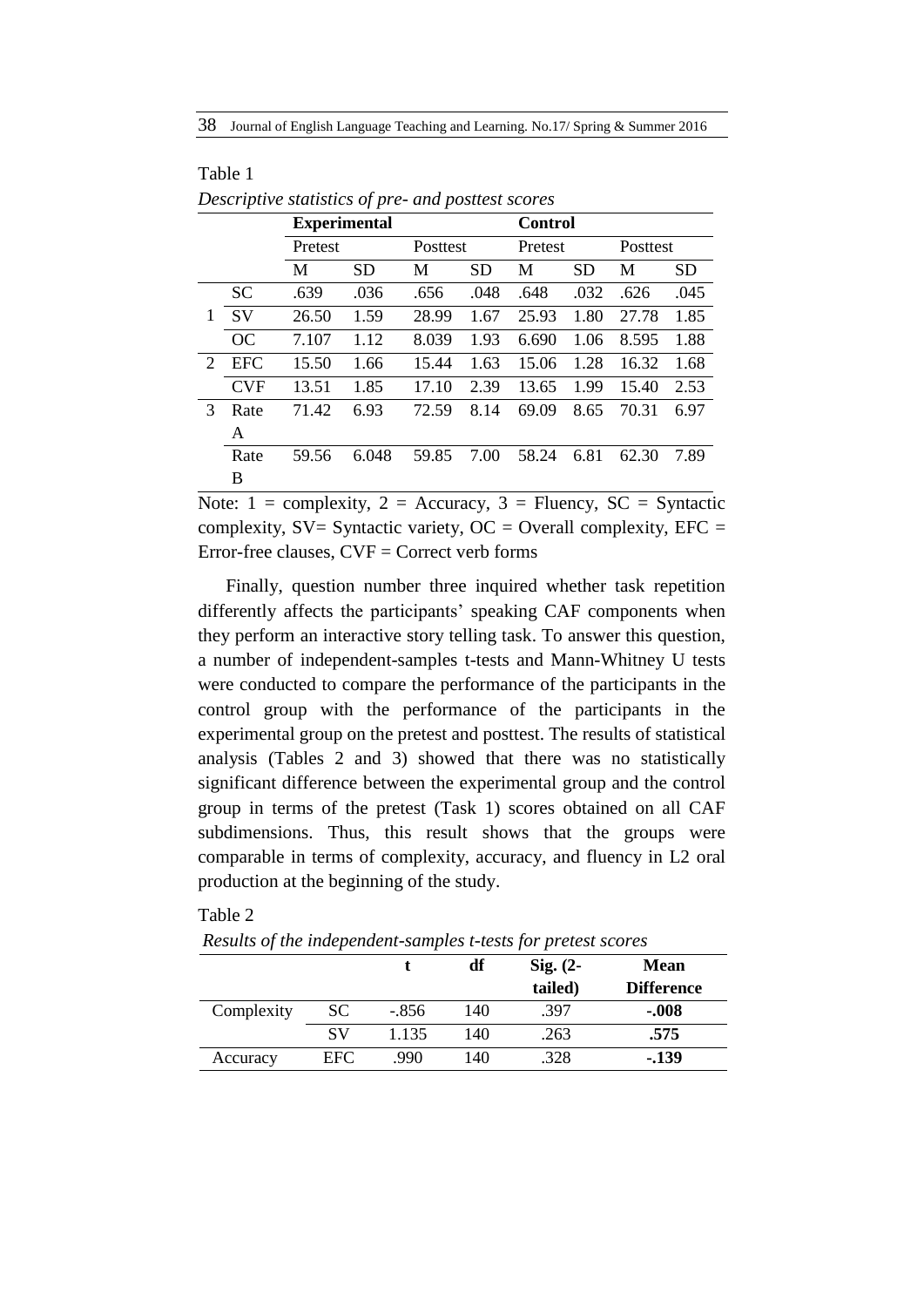Table 1

*Descriptive statistics of pre- and posttest scores*

| | | Experimental | | | | Control | | | |
|---|---|---|---|---|---|---|---|---|---|
| | | Pretest | | Posttest | | Pretest | | Posttest | |
| | | M | SD | M | SD | M | SD | M | SD |
| 1 | SC | .639 | .036 | .656 | .048 | .648 | .032 | .626 | .045 |
| | SV | 26.50 | 1.59 | 28.99 | 1.67 | 25.93 | 1.80 | 27.78 | 1.85 |
| | OC | 7.107 | 1.12 | 8.039 | 1.93 | 6.690 | 1.06 | 8.595 | 1.88 |
| 2 | EFC | 15.50 | 1.66 | 15.44 | 1.63 | 15.06 | 1.28 | 16.32 | 1.68 |
| | CVF | 13.51 | 1.85 | 17.10 | 2.39 | 13.65 | 1.99 | 15.40 | 2.53 |
| 3 | Rate A | 71.42 | 6.93 | 72.59 | 8.14 | 69.09 | 8.65 | 70.31 | 6.97 |
| | Rate B | 59.56 | 6.048 | 59.85 | 7.00 | 58.24 | 6.81 | 62.30 | 7.89 |

Note: 1 = complexity, 2 = Accuracy, 3 = Fluency, SC = Syntactic complexity, SV= Syntactic variety, OC = Overall complexity, EFC = Error-free clauses, CVF = Correct verb forms

Finally, question number three inquired whether task repetition differently affects the participants' speaking CAF components when they perform an interactive story telling task. To answer this question, a number of independent-samples t-tests and Mann-Whitney U tests were conducted to compare the performance of the participants in the control group with the performance of the participants in the experimental group on the pretest and posttest. The results of statistical analysis (Tables 2 and 3) showed that there was no statistically significant difference between the experimental group and the control group in terms of the pretest (Task 1) scores obtained on all CAF subdimensions. Thus, this result shows that the groups were comparable in terms of complexity, accuracy, and fluency in L2 oral production at the beginning of the study.

Table 2

*Results of the independent-samples t-tests for pretest scores*

| | | t | df | Sig. (2-tailed) | Mean Difference |
|---|---|---|---|---|---|
| Complexity | SC | -.856 | 140 | .397 | **-.008** |
| | SV | 1.135 | 140 | .263 | **.575** |
| Accuracy | EFC | .990 | 140 | .328 | **-.139** |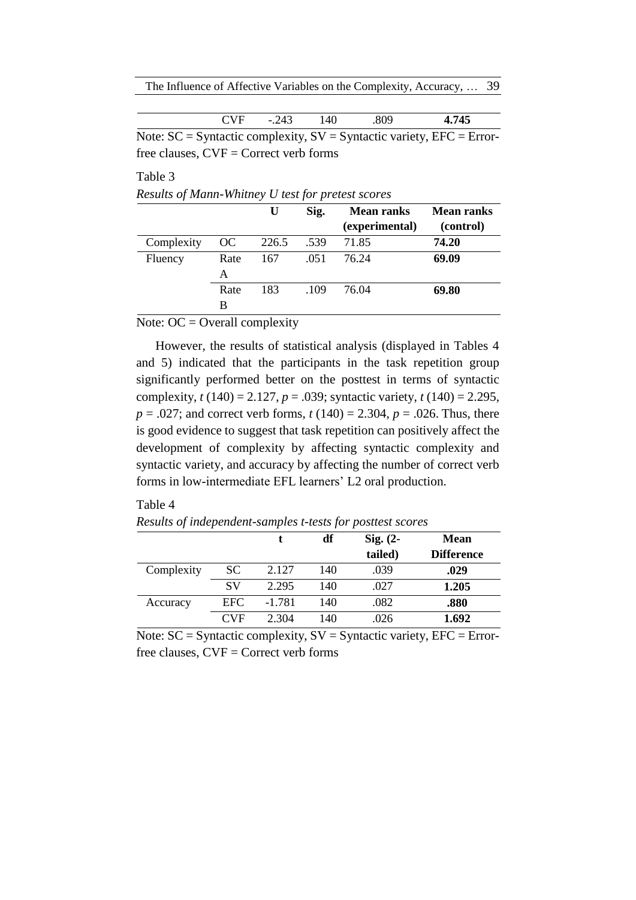| | CVF | -.243 | 140 | .809 | **4.745** |
|---|---|---|---|---|---|

Note: SC = Syntactic complexity, SV = Syntactic variety, EFC = Error-free clauses, CVF = Correct verb forms

Table 3

*Results of Mann-Whitney U test for pretest scores*

| | | **U** | **Sig.** | **Mean ranks (experimental)** | **Mean ranks (control)** |
|---|---|---|---|---|---|
| Complexity | OC | 226.5 | .539 | 71.85 | **74.20** |
| Fluency | Rate A | 167 | .051 | 76.24 | **69.09** |
| | Rate B | 183 | .109 | 76.04 | **69.80** |

Note: OC = Overall complexity

However, the results of statistical analysis (displayed in Tables 4 and 5) indicated that the participants in the task repetition group significantly performed better on the posttest in terms of syntactic complexity, $t\,(140) = 2.127$, $p = .039$; syntactic variety, $t\,(140) = 2.295$, $p = .027$; and correct verb forms, $t\,(140) = 2.304$, $p = .026$. Thus, there is good evidence to suggest that task repetition can positively affect the development of complexity by affecting syntactic complexity and syntactic variety, and accuracy by affecting the number of correct verb forms in low-intermediate EFL learners' L2 oral production.

Table 4

*Results of independent-samples t-tests for posttest scores*

| | | **t** | **df** | **Sig. (2-tailed)** | **Mean Difference** |
|---|---|---|---|---|---|
| Complexity | SC | 2.127 | 140 | .039 | **.029** |
| | SV | 2.295 | 140 | .027 | **1.205** |
| Accuracy | EFC | -1.781 | 140 | .082 | **.880** |
| | CVF | 2.304 | 140 | .026 | **1.692** |

Note: SC = Syntactic complexity, SV = Syntactic variety, EFC = Error-free clauses, CVF = Correct verb forms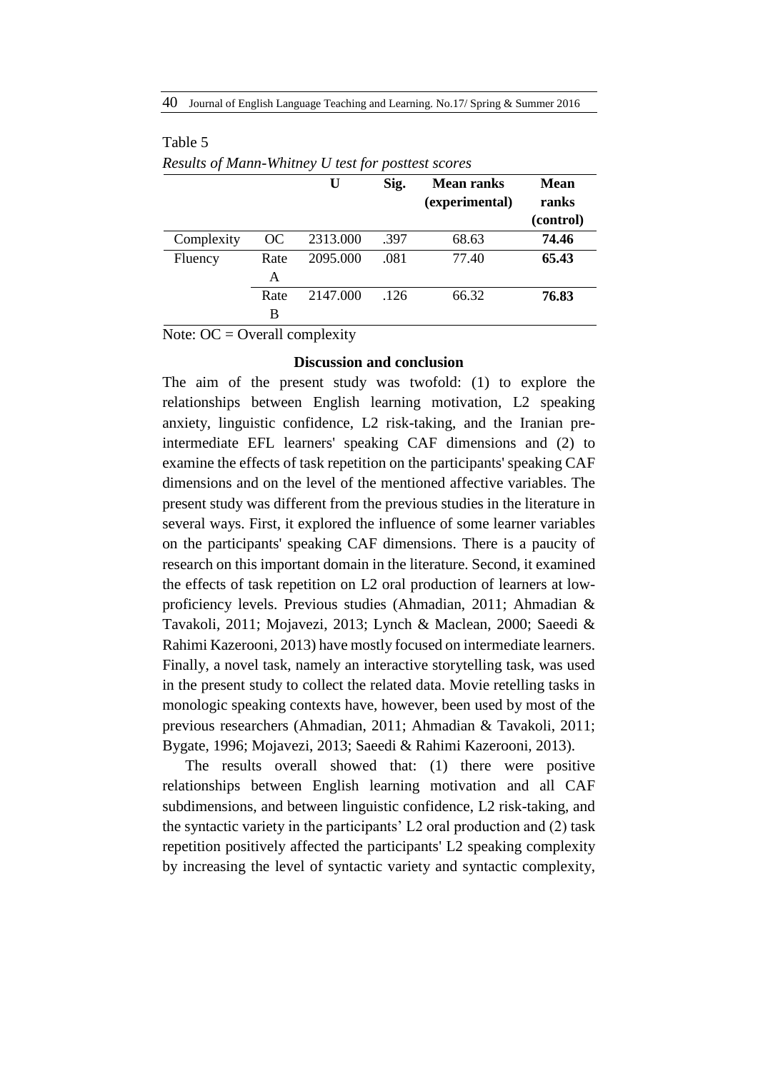Table 5

*Results of Mann-Whitney U test for posttest scores*

| | | U | Sig. | Mean ranks (experimental) | Mean ranks (control) |
|---|---|---|---|---|---|
| Complexity | OC | 2313.000 | .397 | 68.63 | **74.46** |
| Fluency | Rate A | 2095.000 | .081 | 77.40 | **65.43** |
| | Rate B | 2147.000 | .126 | 66.32 | **76.83** |

Note: OC = Overall complexity

### Discussion and conclusion

The aim of the present study was twofold: (1) to explore the relationships between English learning motivation, L2 speaking anxiety, linguistic confidence, L2 risk-taking, and the Iranian pre-intermediate EFL learners' speaking CAF dimensions and (2) to examine the effects of task repetition on the participants' speaking CAF dimensions and on the level of the mentioned affective variables. The present study was different from the previous studies in the literature in several ways. First, it explored the influence of some learner variables on the participants' speaking CAF dimensions. There is a paucity of research on this important domain in the literature. Second, it examined the effects of task repetition on L2 oral production of learners at low-proficiency levels. Previous studies (Ahmadian, 2011; Ahmadian & Tavakoli, 2011; Mojavezi, 2013; Lynch & Maclean, 2000; Saeedi & Rahimi Kazerooni, 2013) have mostly focused on intermediate learners. Finally, a novel task, namely an interactive storytelling task, was used in the present study to collect the related data. Movie retelling tasks in monologic speaking contexts have, however, been used by most of the previous researchers (Ahmadian, 2011; Ahmadian & Tavakoli, 2011; Bygate, 1996; Mojavezi, 2013; Saeedi & Rahimi Kazerooni, 2013).

The results overall showed that: (1) there were positive relationships between English learning motivation and all CAF subdimensions, and between linguistic confidence, L2 risk-taking, and the syntactic variety in the participants' L2 oral production and (2) task repetition positively affected the participants' L2 speaking complexity by increasing the level of syntactic variety and syntactic complexity,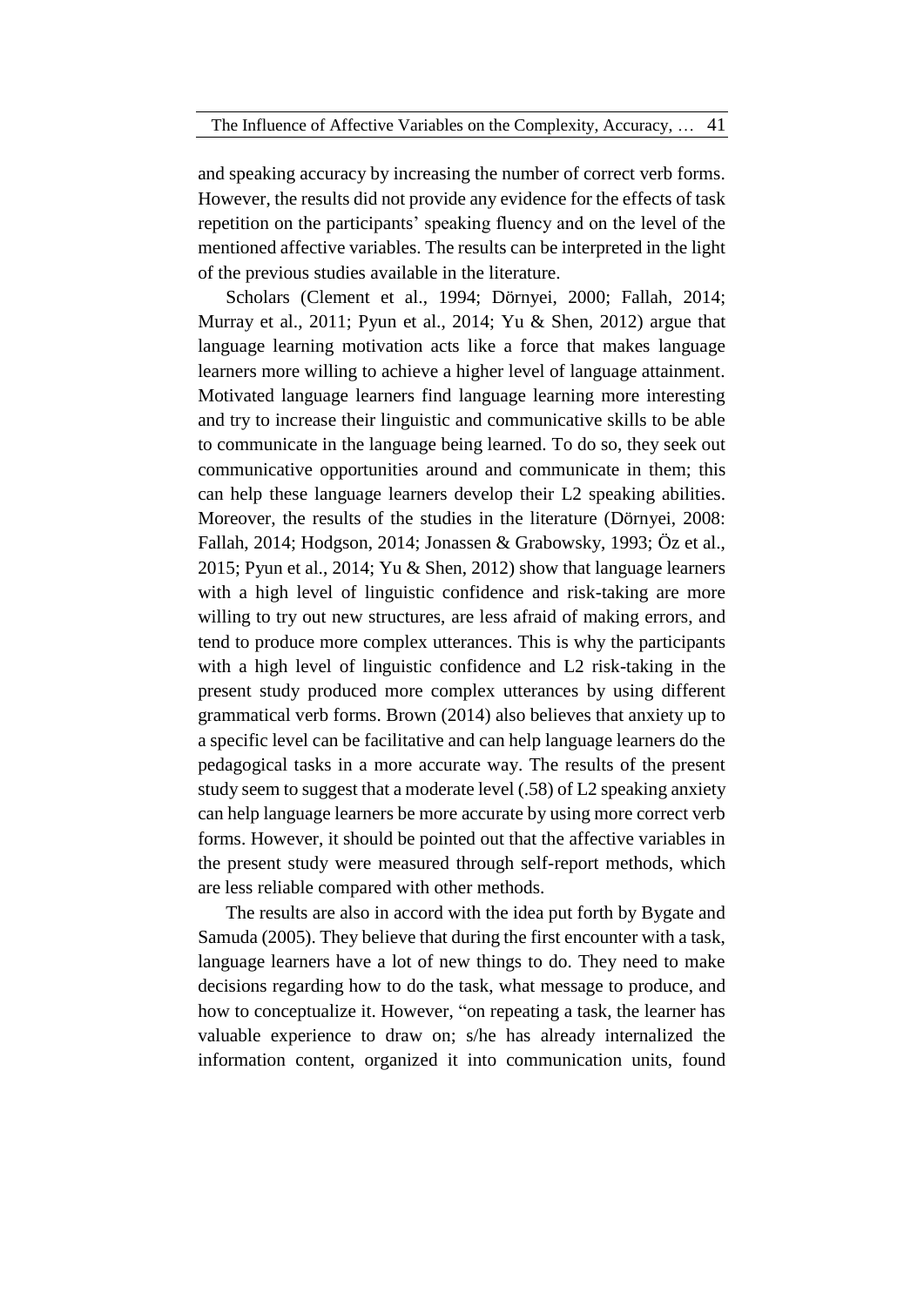and speaking accuracy by increasing the number of correct verb forms. However, the results did not provide any evidence for the effects of task repetition on the participants' speaking fluency and on the level of the mentioned affective variables. The results can be interpreted in the light of the previous studies available in the literature.

Scholars (Clement et al., 1994; Dörnyei, 2000; Fallah, 2014; Murray et al., 2011; Pyun et al., 2014; Yu & Shen, 2012) argue that language learning motivation acts like a force that makes language learners more willing to achieve a higher level of language attainment. Motivated language learners find language learning more interesting and try to increase their linguistic and communicative skills to be able to communicate in the language being learned. To do so, they seek out communicative opportunities around and communicate in them; this can help these language learners develop their L2 speaking abilities. Moreover, the results of the studies in the literature (Dörnyei, 2008: Fallah, 2014; Hodgson, 2014; Jonassen & Grabowsky, 1993; Öz et al., 2015; Pyun et al., 2014; Yu & Shen, 2012) show that language learners with a high level of linguistic confidence and risk-taking are more willing to try out new structures, are less afraid of making errors, and tend to produce more complex utterances. This is why the participants with a high level of linguistic confidence and L2 risk-taking in the present study produced more complex utterances by using different grammatical verb forms. Brown (2014) also believes that anxiety up to a specific level can be facilitative and can help language learners do the pedagogical tasks in a more accurate way. The results of the present study seem to suggest that a moderate level (.58) of L2 speaking anxiety can help language learners be more accurate by using more correct verb forms. However, it should be pointed out that the affective variables in the present study were measured through self-report methods, which are less reliable compared with other methods.

The results are also in accord with the idea put forth by Bygate and Samuda (2005). They believe that during the first encounter with a task, language learners have a lot of new things to do. They need to make decisions regarding how to do the task, what message to produce, and how to conceptualize it. However, "on repeating a task, the learner has valuable experience to draw on; s/he has already internalized the information content, organized it into communication units, found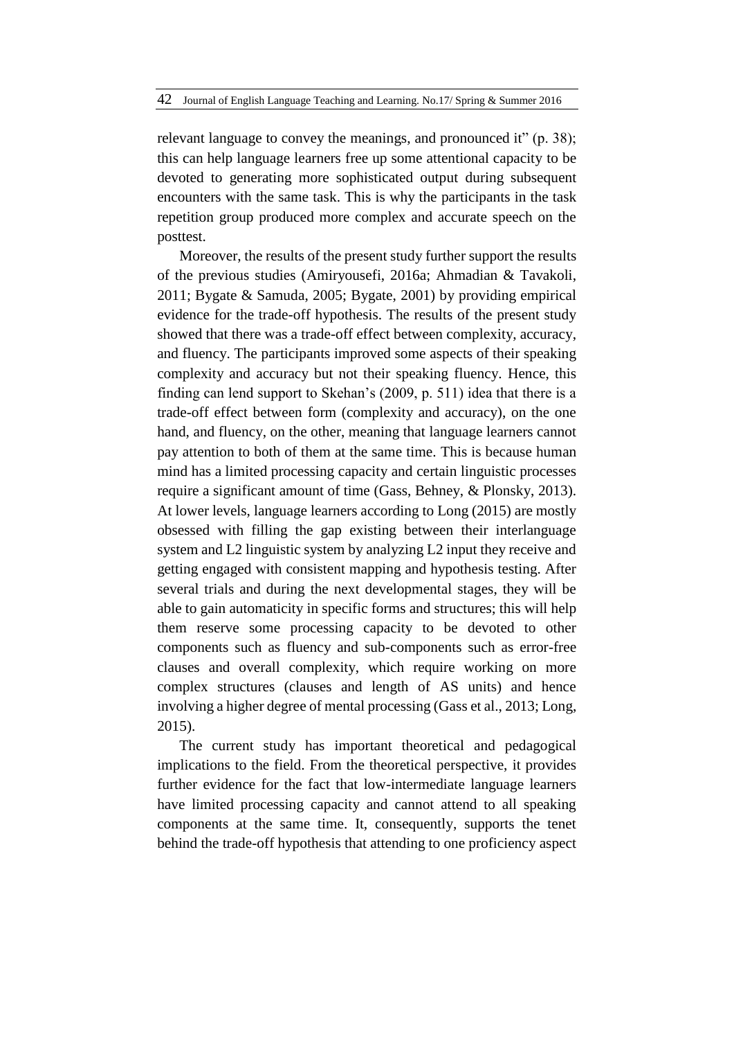relevant language to convey the meanings, and pronounced it" (p. 38); this can help language learners free up some attentional capacity to be devoted to generating more sophisticated output during subsequent encounters with the same task. This is why the participants in the task repetition group produced more complex and accurate speech on the posttest.

Moreover, the results of the present study further support the results of the previous studies (Amiryousefi, 2016a; Ahmadian & Tavakoli, 2011; Bygate & Samuda, 2005; Bygate, 2001) by providing empirical evidence for the trade-off hypothesis. The results of the present study showed that there was a trade-off effect between complexity, accuracy, and fluency. The participants improved some aspects of their speaking complexity and accuracy but not their speaking fluency. Hence, this finding can lend support to Skehan's (2009, p. 511) idea that there is a trade-off effect between form (complexity and accuracy), on the one hand, and fluency, on the other, meaning that language learners cannot pay attention to both of them at the same time. This is because human mind has a limited processing capacity and certain linguistic processes require a significant amount of time (Gass, Behney, & Plonsky, 2013). At lower levels, language learners according to Long (2015) are mostly obsessed with filling the gap existing between their interlanguage system and L2 linguistic system by analyzing L2 input they receive and getting engaged with consistent mapping and hypothesis testing. After several trials and during the next developmental stages, they will be able to gain automaticity in specific forms and structures; this will help them reserve some processing capacity to be devoted to other components such as fluency and sub-components such as error-free clauses and overall complexity, which require working on more complex structures (clauses and length of AS units) and hence involving a higher degree of mental processing (Gass et al., 2013; Long, 2015).

The current study has important theoretical and pedagogical implications to the field. From the theoretical perspective, it provides further evidence for the fact that low-intermediate language learners have limited processing capacity and cannot attend to all speaking components at the same time. It, consequently, supports the tenet behind the trade-off hypothesis that attending to one proficiency aspect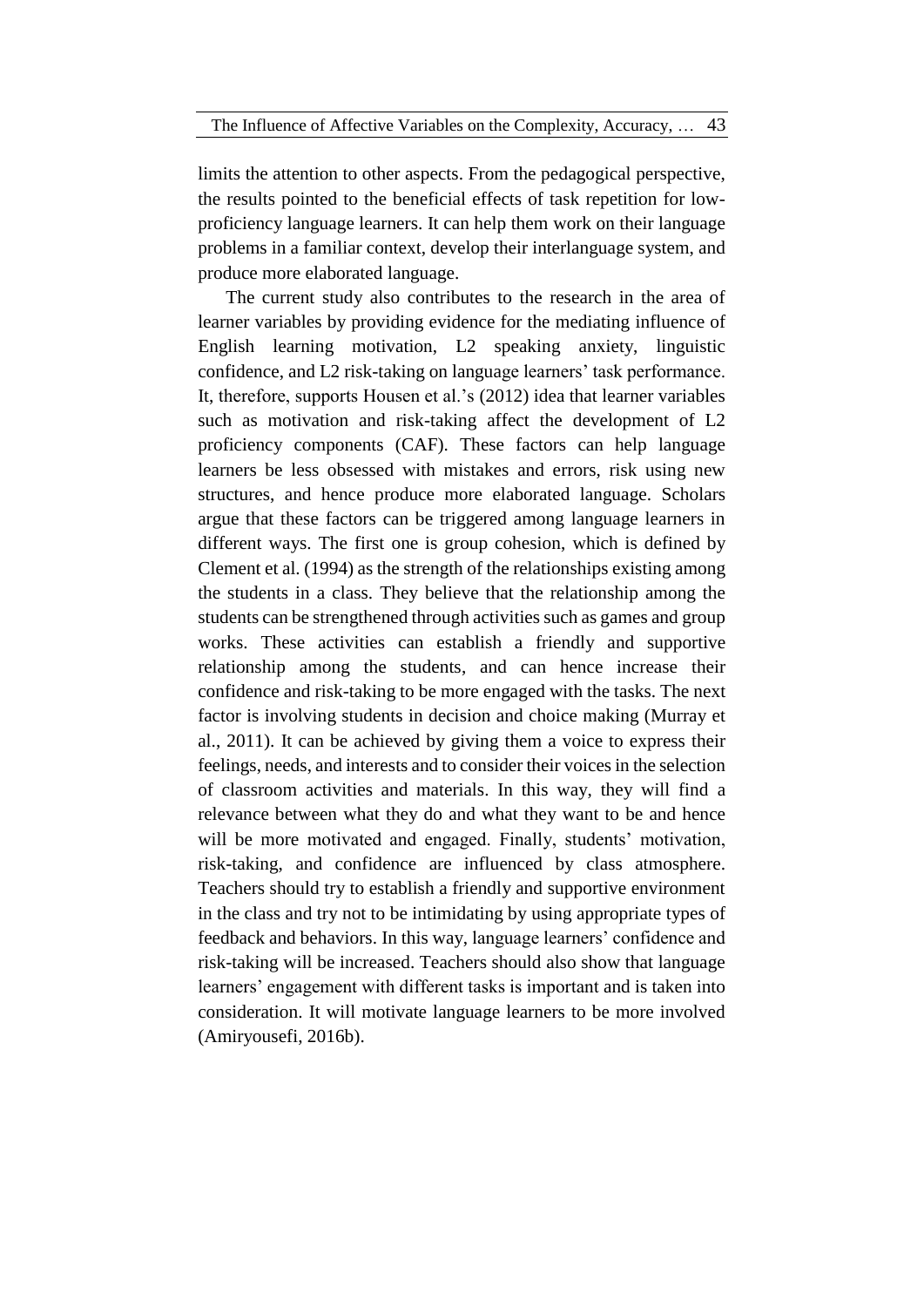limits the attention to other aspects. From the pedagogical perspective, the results pointed to the beneficial effects of task repetition for low-proficiency language learners. It can help them work on their language problems in a familiar context, develop their interlanguage system, and produce more elaborated language.

The current study also contributes to the research in the area of learner variables by providing evidence for the mediating influence of English learning motivation, L2 speaking anxiety, linguistic confidence, and L2 risk-taking on language learners' task performance. It, therefore, supports Housen et al.'s (2012) idea that learner variables such as motivation and risk-taking affect the development of L2 proficiency components (CAF). These factors can help language learners be less obsessed with mistakes and errors, risk using new structures, and hence produce more elaborated language. Scholars argue that these factors can be triggered among language learners in different ways. The first one is group cohesion, which is defined by Clement et al. (1994) as the strength of the relationships existing among the students in a class. They believe that the relationship among the students can be strengthened through activities such as games and group works. These activities can establish a friendly and supportive relationship among the students, and can hence increase their confidence and risk-taking to be more engaged with the tasks. The next factor is involving students in decision and choice making (Murray et al., 2011). It can be achieved by giving them a voice to express their feelings, needs, and interests and to consider their voices in the selection of classroom activities and materials. In this way, they will find a relevance between what they do and what they want to be and hence will be more motivated and engaged. Finally, students' motivation, risk-taking, and confidence are influenced by class atmosphere. Teachers should try to establish a friendly and supportive environment in the class and try not to be intimidating by using appropriate types of feedback and behaviors. In this way, language learners' confidence and risk-taking will be increased. Teachers should also show that language learners' engagement with different tasks is important and is taken into consideration. It will motivate language learners to be more involved (Amiryousefi, 2016b).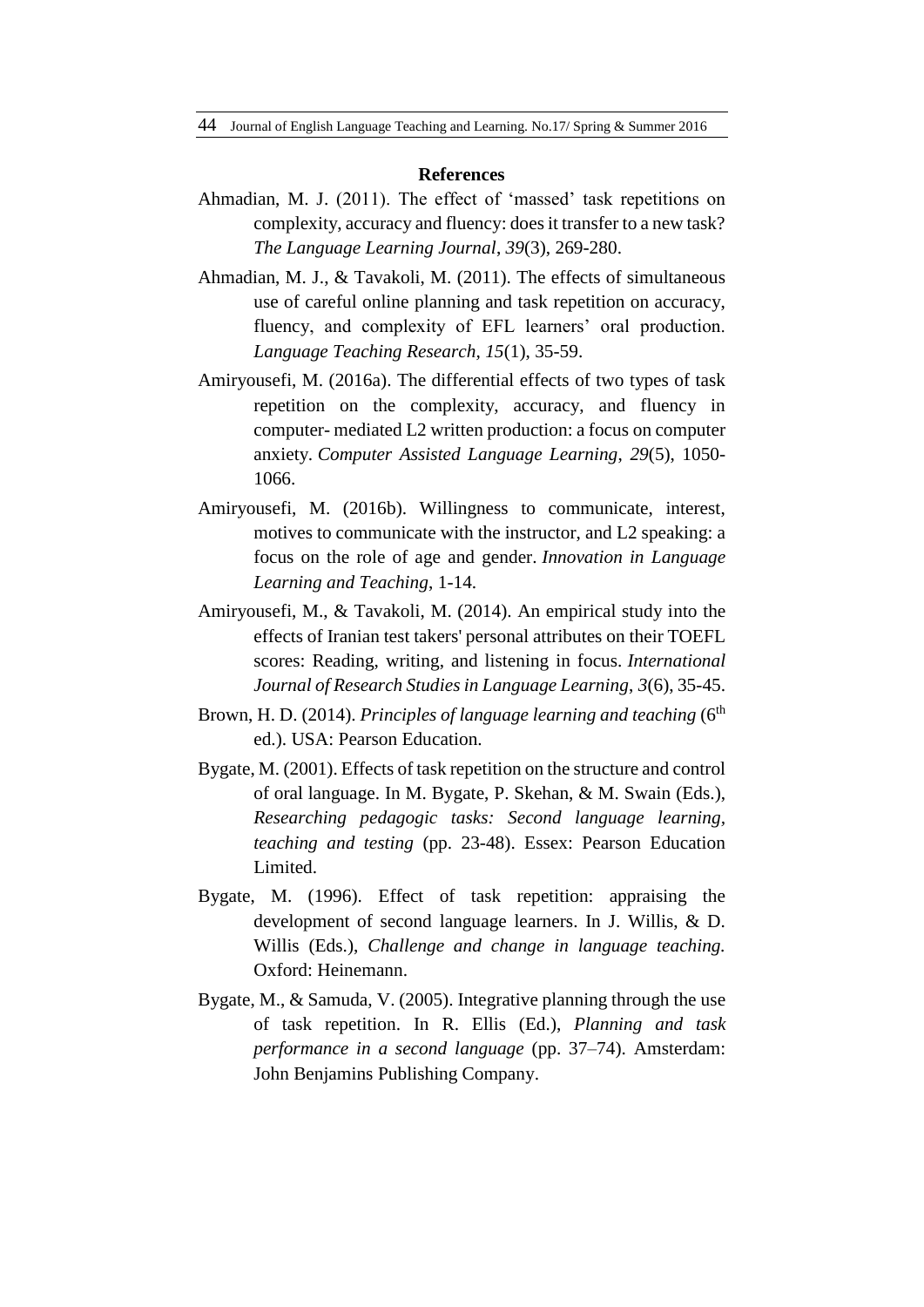## References

Ahmadian, M. J. (2011). The effect of 'massed' task repetitions on complexity, accuracy and fluency: does it transfer to a new task? *The Language Learning Journal*, *39*(3), 269-280.

Ahmadian, M. J., & Tavakoli, M. (2011). The effects of simultaneous use of careful online planning and task repetition on accuracy, fluency, and complexity of EFL learners' oral production. *Language Teaching Research*, *15*(1), 35-59.

Amiryousefi, M. (2016a). The differential effects of two types of task repetition on the complexity, accuracy, and fluency in computer- mediated L2 written production: a focus on computer anxiety. *Computer Assisted Language Learning*, *29*(5), 1050-1066.

Amiryousefi, M. (2016b). Willingness to communicate, interest, motives to communicate with the instructor, and L2 speaking: a focus on the role of age and gender. *Innovation in Language Learning and Teaching*, 1-14.

Amiryousefi, M., & Tavakoli, M. (2014). An empirical study into the effects of Iranian test takers' personal attributes on their TOEFL scores: Reading, writing, and listening in focus. *International Journal of Research Studies in Language Learning*, *3*(6), 35-45.

Brown, H. D. (2014). *Principles of language learning and teaching* (6th ed.). USA: Pearson Education.

Bygate, M. (2001). Effects of task repetition on the structure and control of oral language. In M. Bygate, P. Skehan, & M. Swain (Eds.), *Researching pedagogic tasks: Second language learning, teaching and testing* (pp. 23-48). Essex: Pearson Education Limited.

Bygate, M. (1996). Effect of task repetition: appraising the development of second language learners. In J. Willis, & D. Willis (Eds.), *Challenge and change in language teaching.* Oxford: Heinemann.

Bygate, M., & Samuda, V. (2005). Integrative planning through the use of task repetition. In R. Ellis (Ed.), *Planning and task performance in a second language* (pp. 37–74). Amsterdam: John Benjamins Publishing Company.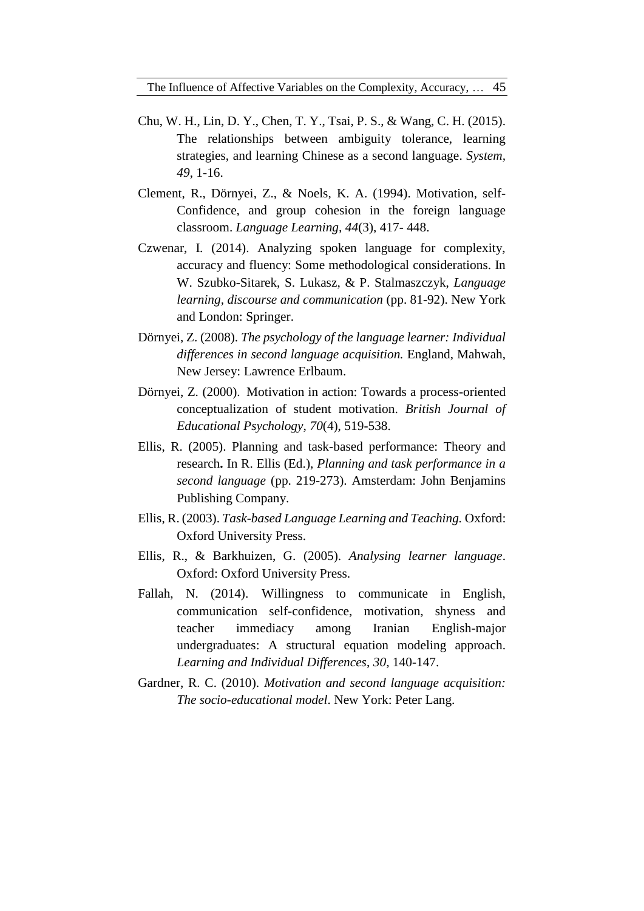Chu, W. H., Lin, D. Y., Chen, T. Y., Tsai, P. S., & Wang, C. H. (2015). The relationships between ambiguity tolerance, learning strategies, and learning Chinese as a second language. *System*, *49*, 1-16.

Clement, R., Dörnyei, Z., & Noels, K. A. (1994). Motivation, self-Confidence, and group cohesion in the foreign language classroom. *Language Learning, 44*(3), 417- 448.

Czwenar, I. (2014). Analyzing spoken language for complexity, accuracy and fluency: Some methodological considerations. In W. Szubko-Sitarek, S. Lukasz, & P. Stalmaszczyk, *Language learning, discourse and communication* (pp. 81-92). New York and London: Springer.

Dörnyei, Z. (2008). *The psychology of the language learner: Individual differences in second language acquisition.* England, Mahwah, New Jersey: Lawrence Erlbaum.

Dörnyei, Z. (2000). Motivation in action: Towards a process-oriented conceptualization of student motivation. *British Journal of Educational Psychology*, *70*(4), 519-538.

Ellis, R. (2005). Planning and task-based performance: Theory and research**.** In R. Ellis (Ed.), *Planning and task performance in a second language* (pp. 219-273). Amsterdam: John Benjamins Publishing Company.

Ellis, R. (2003). *Task-based Language Learning and Teaching.* Oxford: Oxford University Press.

Ellis, R., & Barkhuizen, G. (2005). *Analysing learner language*. Oxford: Oxford University Press.

Fallah, N. (2014). Willingness to communicate in English, communication self-confidence, motivation, shyness and teacher immediacy among Iranian English-major undergraduates: A structural equation modeling approach. *Learning and Individual Differences*, *30*, 140-147.

Gardner, R. C. (2010). *Motivation and second language acquisition: The socio-educational model*. New York: Peter Lang.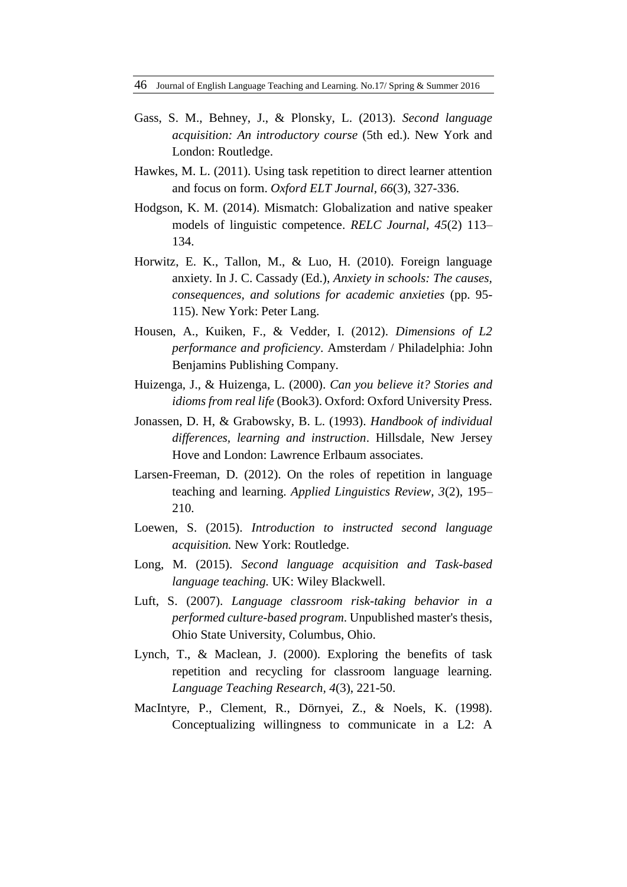Gass, S. M., Behney, J., & Plonsky, L. (2013). *Second language acquisition: An introductory course* (5th ed.). New York and London: Routledge.

Hawkes, M. L. (2011). Using task repetition to direct learner attention and focus on form. *Oxford ELT Journal, 66*(3), 327-336.

Hodgson, K. M. (2014). Mismatch: Globalization and native speaker models of linguistic competence. *RELC Journal, 45*(2) 113–134.

Horwitz, E. K., Tallon, M., & Luo, H. (2010). Foreign language anxiety. In J. C. Cassady (Ed.), *Anxiety in schools: The causes, consequences, and solutions for academic anxieties* (pp. 95-115). New York: Peter Lang.

Housen, A., Kuiken, F., & Vedder, I. (2012). *Dimensions of L2 performance and proficiency*. Amsterdam / Philadelphia: John Benjamins Publishing Company.

Huizenga, J., & Huizenga, L. (2000). *Can you believe it? Stories and idioms from real life* (Book3). Oxford: Oxford University Press.

Jonassen, D. H, & Grabowsky, B. L. (1993). *Handbook of individual differences, learning and instruction*. Hillsdale, New Jersey Hove and London: Lawrence Erlbaum associates.

Larsen-Freeman, D. (2012). On the roles of repetition in language teaching and learning. *Applied Linguistics Review, 3*(2), 195–210.

Loewen, S. (2015). *Introduction to instructed second language acquisition.* New York: Routledge.

Long, M. (2015). *Second language acquisition and Task-based language teaching.* UK: Wiley Blackwell.

Luft, S. (2007). *Language classroom risk-taking behavior in a performed culture-based program*. Unpublished master's thesis, Ohio State University, Columbus, Ohio.

Lynch, T., & Maclean, J. (2000). Exploring the benefits of task repetition and recycling for classroom language learning. *Language Teaching Research, 4*(3), 221-50.

MacIntyre, P., Clement, R., Dörnyei, Z., & Noels, K. (1998). Conceptualizing willingness to communicate in a L2: A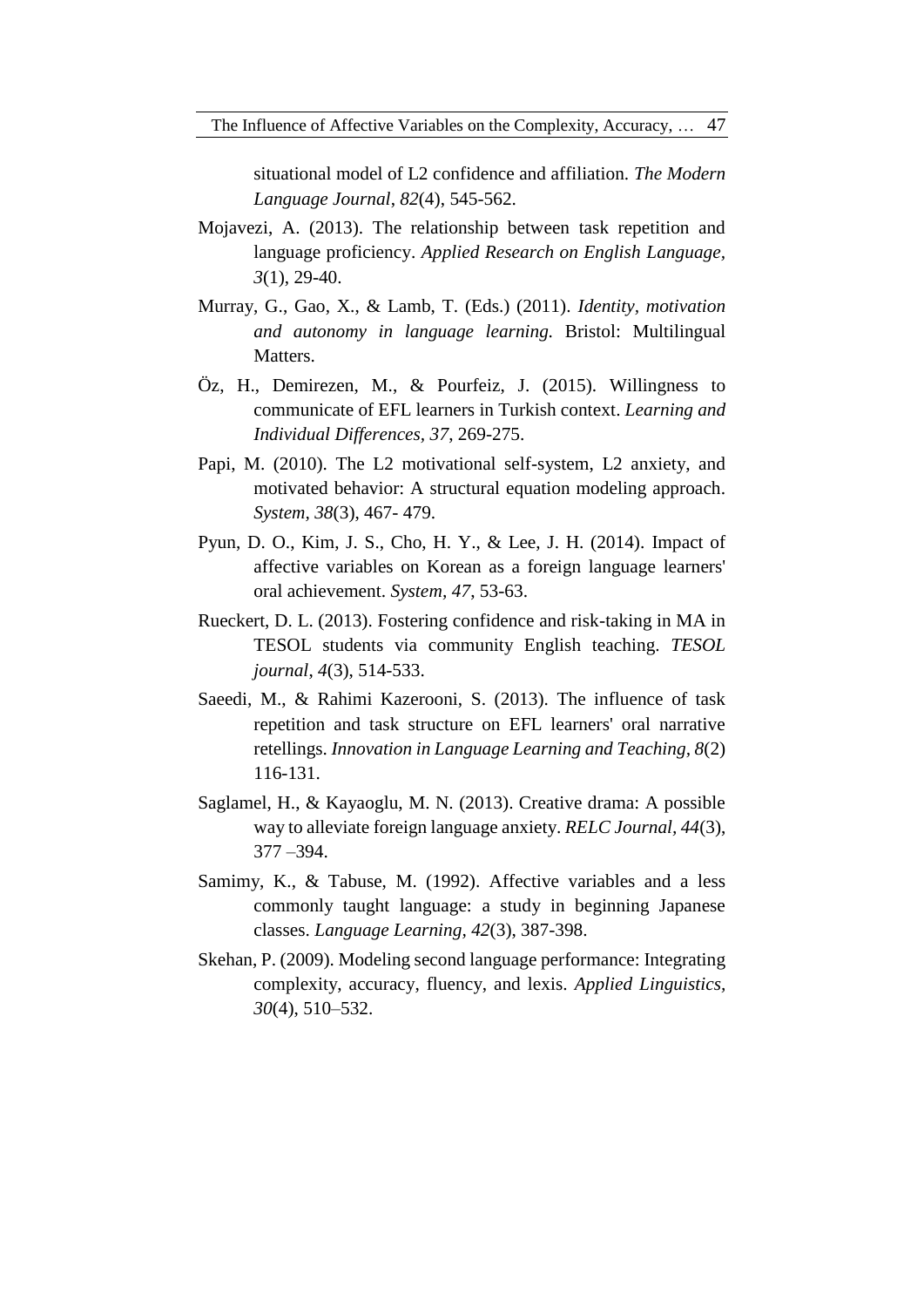situational model of L2 confidence and affiliation. *The Modern Language Journal*, *82*(4), 545-562.

Mojavezi, A. (2013). The relationship between task repetition and language proficiency. *Applied Research on English Language, 3*(1), 29-40.

Murray, G., Gao, X., & Lamb, T. (Eds.) (2011). *Identity, motivation and autonomy in language learning.* Bristol: Multilingual Matters.

Öz, H., Demirezen, M., & Pourfeiz, J. (2015). Willingness to communicate of EFL learners in Turkish context. *Learning and Individual Differences*, *37*, 269-275.

Papi, M. (2010). The L2 motivational self-system, L2 anxiety, and motivated behavior: A structural equation modeling approach. *System, 38*(3), 467- 479.

Pyun, D. O., Kim, J. S., Cho, H. Y., & Lee, J. H. (2014). Impact of affective variables on Korean as a foreign language learners' oral achievement. *System, 47*, 53-63.

Rueckert, D. L. (2013). Fostering confidence and risk-taking in MA in TESOL students via community English teaching. *TESOL journal*, *4*(3), 514-533.

Saeedi, M., & Rahimi Kazerooni, S. (2013). The influence of task repetition and task structure on EFL learners' oral narrative retellings. *Innovation in Language Learning and Teaching, 8*(2) 116-131.

Saglamel, H., & Kayaoglu, M. N. (2013). Creative drama: A possible way to alleviate foreign language anxiety. *RELC Journal, 44*(3), 377 –394.

Samimy, K., & Tabuse, M. (1992). Affective variables and a less commonly taught language: a study in beginning Japanese classes. *Language Learning, 42*(3), 387-398.

Skehan, P. (2009). Modeling second language performance: Integrating complexity, accuracy, fluency, and lexis. *Applied Linguistics, 30*(4), 510–532.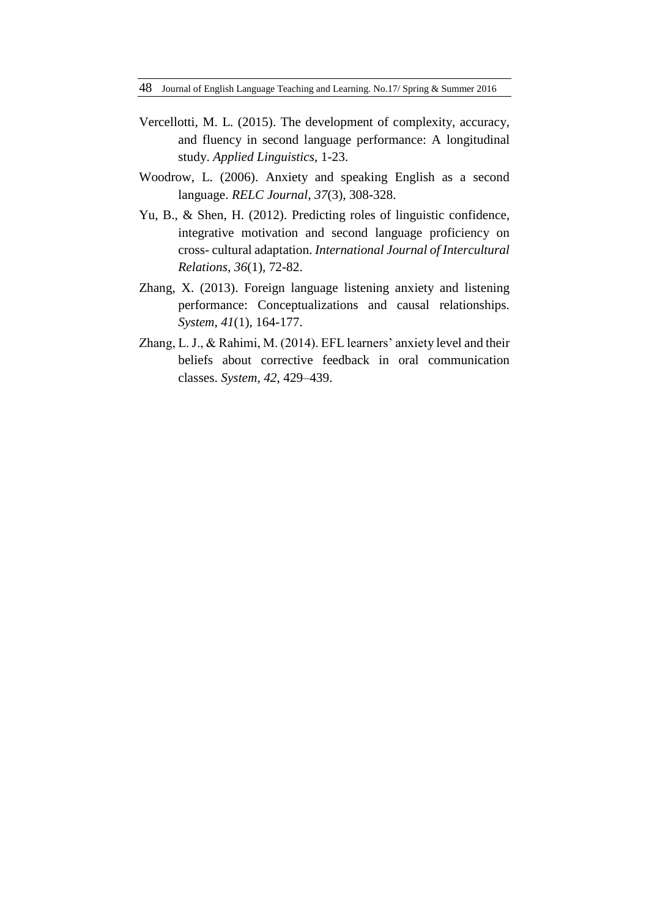Vercellotti, M. L. (2015). The development of complexity, accuracy, and fluency in second language performance: A longitudinal study. *Applied Linguistics*, 1-23.

Woodrow, L. (2006). Anxiety and speaking English as a second language. *RELC Journal*, *37*(3), 308-328.

Yu, B., & Shen, H. (2012). Predicting roles of linguistic confidence, integrative motivation and second language proficiency on cross- cultural adaptation. *International Journal of Intercultural Relations*, *36*(1), 72-82.

Zhang, X. (2013). Foreign language listening anxiety and listening performance: Conceptualizations and causal relationships. *System*, *41*(1), 164-177.

Zhang, L. J., & Rahimi, M. (2014). EFL learners' anxiety level and their beliefs about corrective feedback in oral communication classes. *System*, *42*, 429–439.